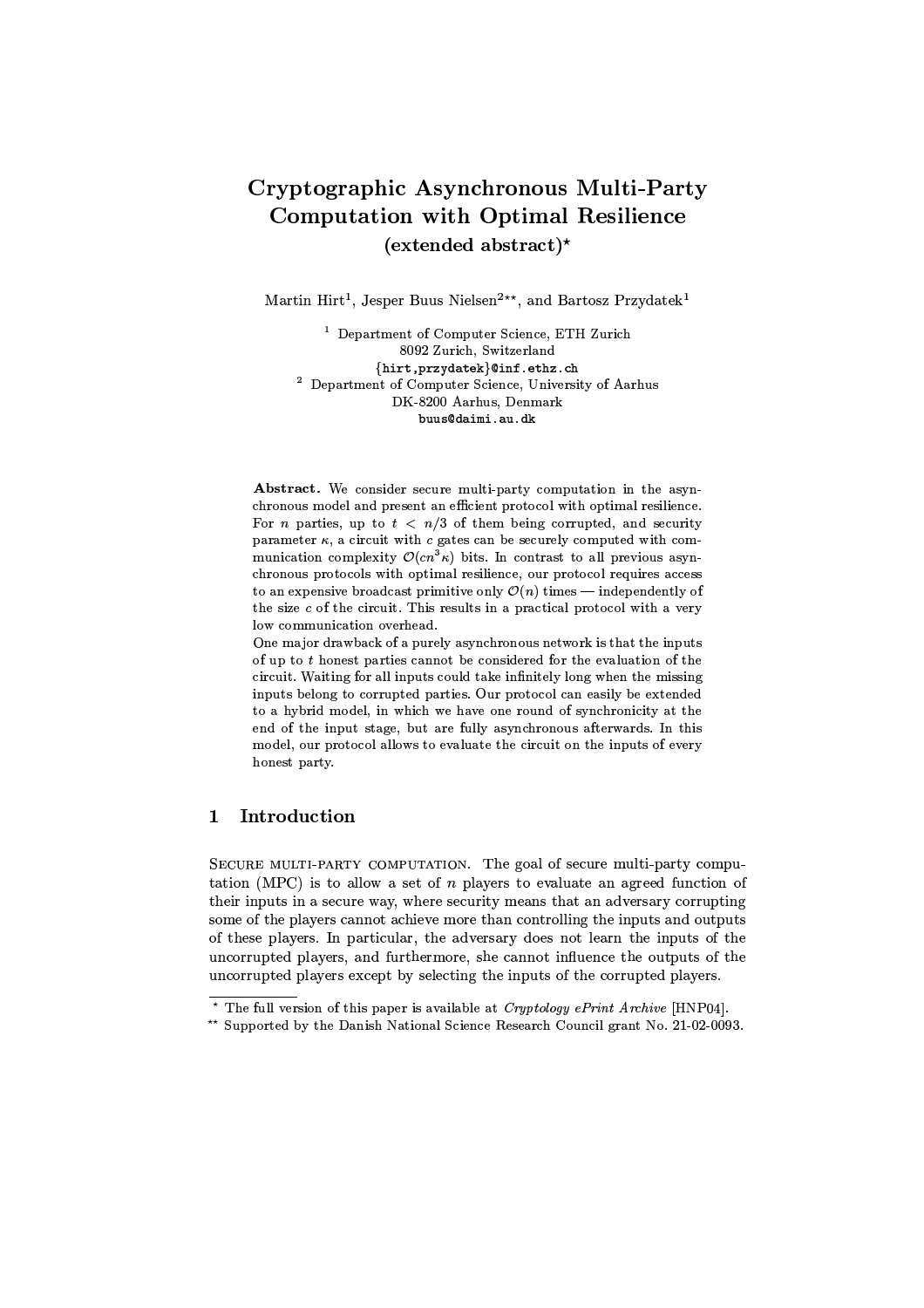# Cryptographic Asynchronous Multi-Party Computation with Optimal Resilience (extended abstract)*

Martin Hirt[1], Jesper Buus Nielsen[2]**, and Bartosz Przydatek[1]

[1] Department of Computer Science, ETH Zurich
8092 Zurich, Switzerland
{hirt,przydatek}@inf.ethz.ch

[2] Department of Computer Science, University of Aarhus
DK-8200 Aarhus, Denmark
buus@daimi.au.dk

**Abstract.** We consider secure multi-party computation in the asynchronous model and present an efficient protocol with optimal resilience. For $n$ parties, up to $t < n/3$ of them being corrupted, and security parameter $\kappa$, a circuit with $c$ gates can be securely computed with communication complexity $\mathcal{O}(cn^3\kappa)$ bits. In contrast to all previous asynchronous protocols with optimal resilience, our protocol requires access to an expensive broadcast primitive only $\mathcal{O}(n)$ times — independently of the size $c$ of the circuit. This results in a practical protocol with a very low communication overhead.

One major drawback of a purely asynchronous network is that the inputs of up to $t$ honest parties cannot be considered for the evaluation of the circuit. Waiting for all inputs could take infinitely long when the missing inputs belong to corrupted parties. Our protocol can easily be extended to a hybrid model, in which we have one round of synchronicity at the end of the input stage, but are fully asynchronous afterwards. In this model, our protocol allows to evaluate the circuit on the inputs of every honest party.

## 1 Introduction

Secure multi-party computation. The goal of secure multi-party computation (MPC) is to allow a set of $n$ players to evaluate an agreed function of their inputs in a secure way, where security means that an adversary corrupting some of the players cannot achieve more than controlling the inputs and outputs of these players. In particular, the adversary does not learn the inputs of the uncorrupted players, and furthermore, she cannot influence the outputs of the uncorrupted players except by selecting the inputs of the corrupted players.

* The full version of this paper is available at *Cryptology ePrint Archive* [HNP04].

** Supported by the Danish National Science Research Council grant No. 21-02-0093.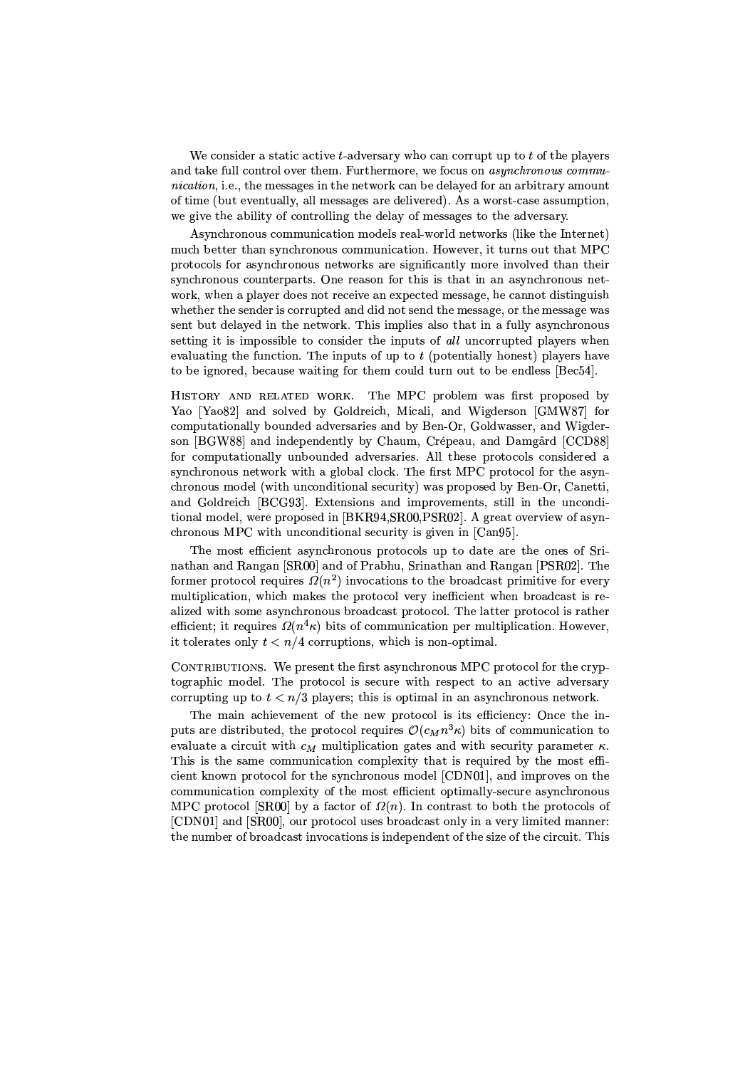We consider a static active $t$-adversary who can corrupt up to $t$ of the players and take full control over them. Furthermore, we focus on *asynchronous communication*, i.e., the messages in the network can be delayed for an arbitrary amount of time (but eventually, all messages are delivered). As a worst-case assumption, we give the ability of controlling the delay of messages to the adversary.

Asynchronous communication models real-world networks (like the Internet) much better than synchronous communication. However, it turns out that MPC protocols for asynchronous networks are significantly more involved than their synchronous counterparts. One reason for this is that in an asynchronous network, when a player does not receive an expected message, he cannot distinguish whether the sender is corrupted and did not send the message, or the message was sent but delayed in the network. This implies also that in a fully asynchronous setting it is impossible to consider the inputs of *all* uncorrupted players when evaluating the function. The inputs of up to $t$ (potentially honest) players have to be ignored, because waiting for them could turn out to be endless [Bec54].

History and related work. The MPC problem was first proposed by Yao [Yao82] and solved by Goldreich, Micali, and Wigderson [GMW87] for computationally bounded adversaries and by Ben-Or, Goldwasser, and Wigderson [BGW88] and independently by Chaum, Crépeau, and Damgård [CCD88] for computationally unbounded adversaries. All these protocols considered a synchronous network with a global clock. The first MPC protocol for the asynchronous model (with unconditional security) was proposed by Ben-Or, Canetti, and Goldreich [BCG93]. Extensions and improvements, still in the unconditional model, were proposed in [BKR94,SR00,PSR02]. A great overview of asynchronous MPC with unconditional security is given in [Can95].

The most efficient asynchronous protocols up to date are the ones of Srinathan and Rangan [SR00] and of Prabhu, Srinathan and Rangan [PSR02]. The former protocol requires $\Omega(n^2)$ invocations to the broadcast primitive for every multiplication, which makes the protocol very inefficient when broadcast is realized with some asynchronous broadcast protocol. The latter protocol is rather efficient; it requires $\Omega(n^4\kappa)$ bits of communication per multiplication. However, it tolerates only $t < n/4$ corruptions, which is non-optimal.

Contributions. We present the first asynchronous MPC protocol for the cryptographic model. The protocol is secure with respect to an active adversary corrupting up to $t < n/3$ players; this is optimal in an asynchronous network.

The main achievement of the new protocol is its efficiency: Once the inputs are distributed, the protocol requires $\mathcal{O}(c_M n^3 \kappa)$ bits of communication to evaluate a circuit with $c_M$ multiplication gates and with security parameter $\kappa$. This is the same communication complexity that is required by the most efficient known protocol for the synchronous model [CDN01], and improves on the communication complexity of the most efficient optimally-secure asynchronous MPC protocol [SR00] by a factor of $\Omega(n)$. In contrast to both the protocols of [CDN01] and [SR00], our protocol uses broadcast only in a very limited manner: the number of broadcast invocations is independent of the size of the circuit. This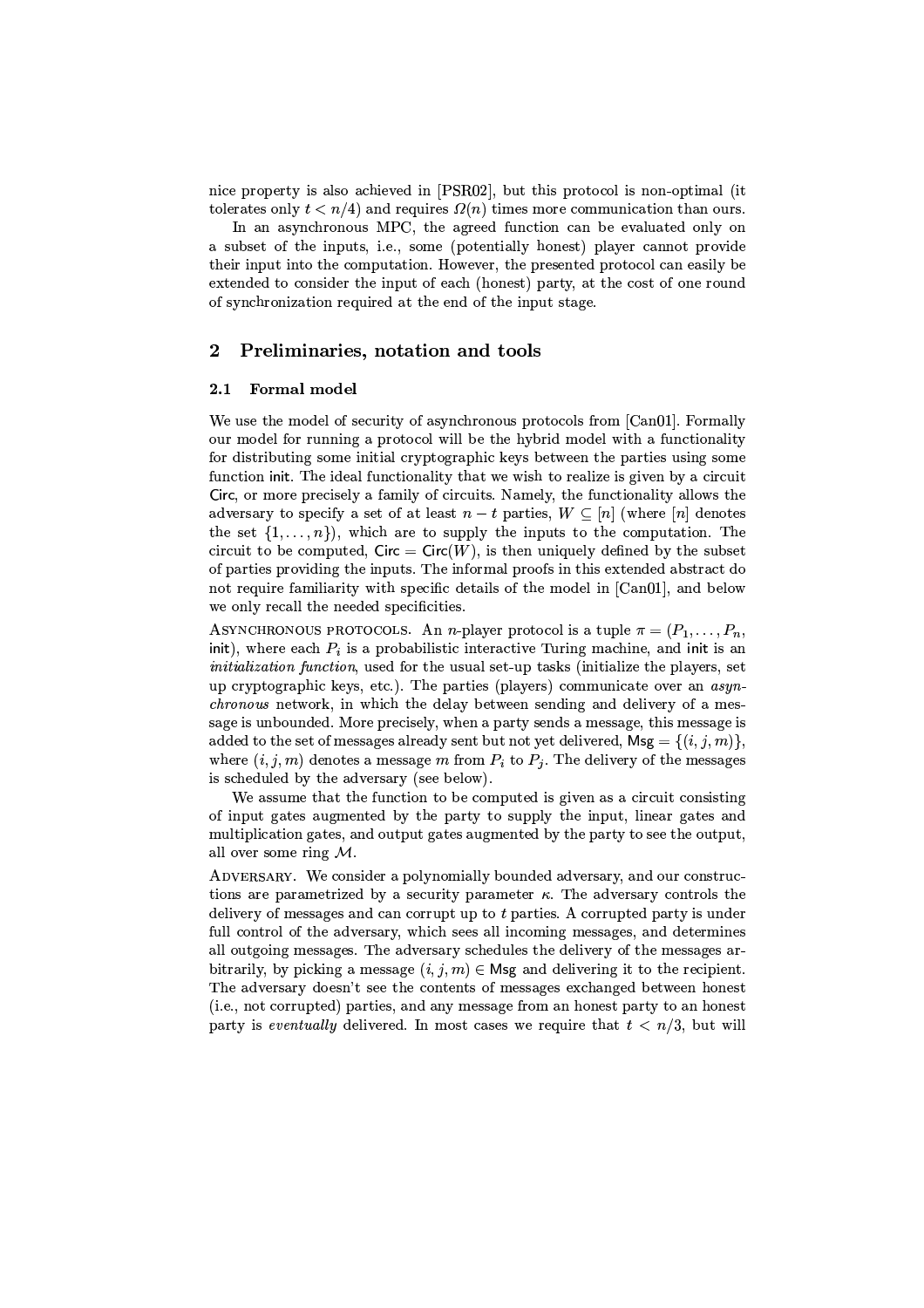nice property is also achieved in [PSR02], but this protocol is non-optimal (it tolerates only $t < n/4$) and requires $\Omega(n)$ times more communication than ours.

In an asynchronous MPC, the agreed function can be evaluated only on a subset of the inputs, i.e., some (potentially honest) player cannot provide their input into the computation. However, the presented protocol can easily be extended to consider the input of each (honest) party, at the cost of one round of synchronization required at the end of the input stage.

## 2 Preliminaries, notation and tools

### 2.1 Formal model

We use the model of security of asynchronous protocols from [Can01]. Formally our model for running a protocol will be the hybrid model with a functionality for distributing some initial cryptographic keys between the parties using some function $\mathsf{init}$. The ideal functionality that we wish to realize is given by a circuit $\mathsf{Circ}$, or more precisely a family of circuits. Namely, the functionality allows the adversary to specify a set of at least $n - t$ parties, $W \subseteq [n]$ (where $[n]$ denotes the set $\{1, \ldots, n\}$), which are to supply the inputs to the computation. The circuit to be computed, $\mathsf{Circ} = \mathsf{Circ}(W)$, is then uniquely defined by the subset of parties providing the inputs. The informal proofs in this extended abstract do not require familiarity with specific details of the model in [Can01], and below we only recall the needed specificities.

Asynchronous protocols. An $n$-player protocol is a tuple $\pi = (P_1, \ldots, P_n, \mathsf{init})$, where each $P_i$ is a probabilistic interactive Turing machine, and $\mathsf{init}$ is an *initialization function*, used for the usual set-up tasks (initialize the players, set up cryptographic keys, etc.). The parties (players) communicate over an *asynchronous* network, in which the delay between sending and delivery of a message is unbounded. More precisely, when a party sends a message, this message is added to the set of messages already sent but not yet delivered, $\mathsf{Msg} = \{(i, j, m)\}$, where $(i, j, m)$ denotes a message $m$ from $P_i$ to $P_j$. The delivery of the messages is scheduled by the adversary (see below).

We assume that the function to be computed is given as a circuit consisting of input gates augmented by the party to supply the input, linear gates and multiplication gates, and output gates augmented by the party to see the output, all over some ring $\mathcal{M}$.

Adversary. We consider a polynomially bounded adversary, and our constructions are parametrized by a security parameter $\kappa$. The adversary controls the delivery of messages and can corrupt up to $t$ parties. A corrupted party is under full control of the adversary, which sees all incoming messages, and determines all outgoing messages. The adversary schedules the delivery of the messages arbitrarily, by picking a message $(i, j, m) \in \mathsf{Msg}$ and delivering it to the recipient. The adversary doesn't see the contents of messages exchanged between honest (i.e., not corrupted) parties, and any message from an honest party to an honest party is *eventually* delivered. In most cases we require that $t < n/3$, but will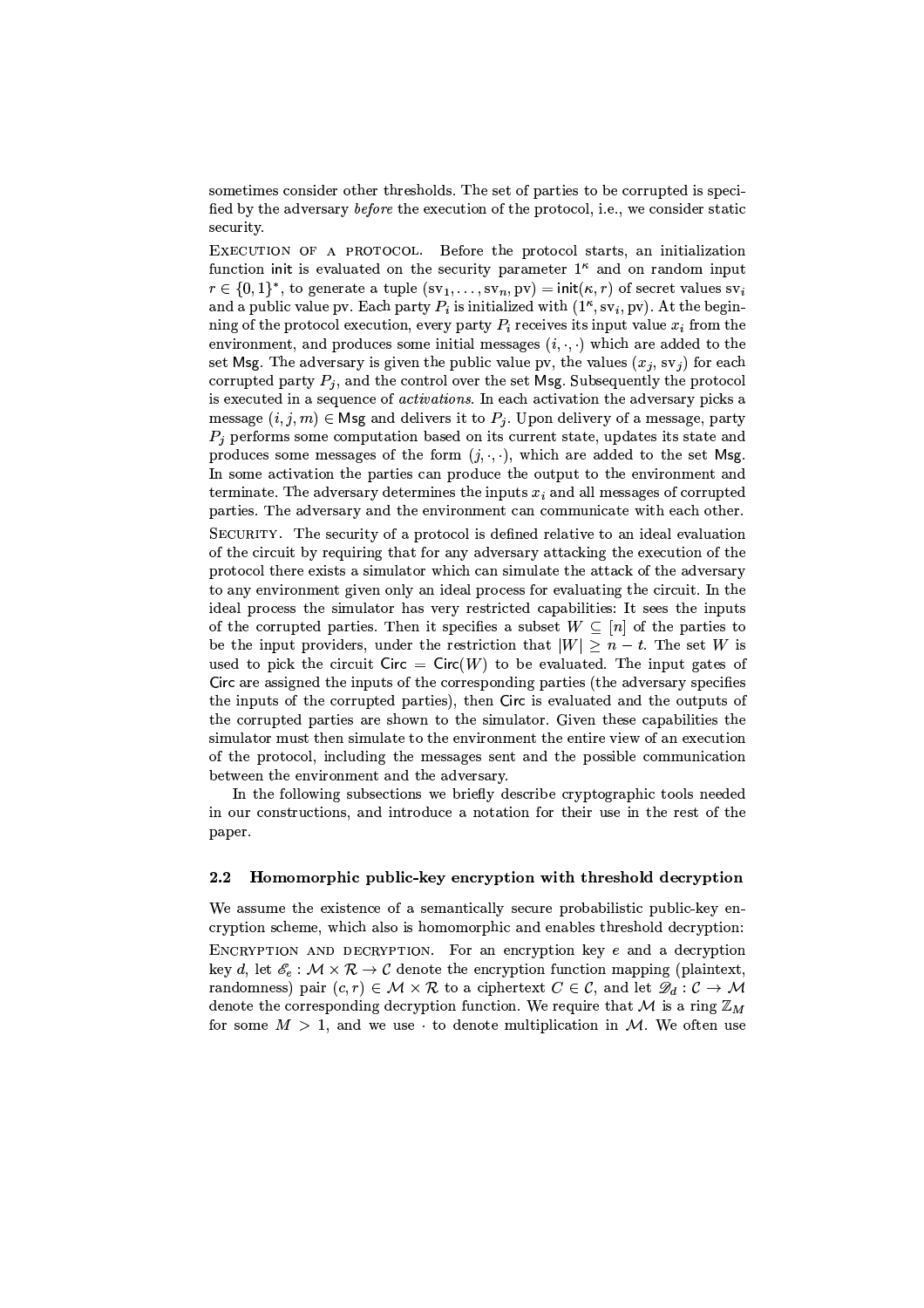sometimes consider other thresholds. The set of parties to be corrupted is specified by the adversary *before* the execution of the protocol, i.e., we consider static security.

EXECUTION OF A PROTOCOL. Before the protocol starts, an initialization function $\mathsf{init}$ is evaluated on the security parameter $1^\kappa$ and on random input $r \in \{0,1\}^*$, to generate a tuple $(\mathrm{sv}_1, \ldots, \mathrm{sv}_n, \mathrm{pv}) = \mathsf{init}(\kappa, r)$ of secret values $\mathrm{sv}_i$ and a public value pv. Each party $P_i$ is initialized with $(1^\kappa, \mathrm{sv}_i, \mathrm{pv})$. At the beginning of the protocol execution, every party $P_i$ receives its input value $x_i$ from the environment, and produces some initial messages $(i, \cdot, \cdot)$ which are added to the set $\mathsf{Msg}$. The adversary is given the public value pv, the values $(x_j, \mathrm{sv}_j)$ for each corrupted party $P_j$, and the control over the set $\mathsf{Msg}$. Subsequently the protocol is executed in a sequence of *activations*. In each activation the adversary picks a message $(i, j, m) \in \mathsf{Msg}$ and delivers it to $P_j$. Upon delivery of a message, party $P_j$ performs some computation based on its current state, updates its state and produces some messages of the form $(j, \cdot, \cdot)$, which are added to the set $\mathsf{Msg}$. In some activation the parties can produce the output to the environment and terminate. The adversary determines the inputs $x_i$ and all messages of corrupted parties. The adversary and the environment can communicate with each other.

SECURITY. The security of a protocol is defined relative to an ideal evaluation of the circuit by requiring that for any adversary attacking the execution of the protocol there exists a simulator which can simulate the attack of the adversary to any environment given only an ideal process for evaluating the circuit. In the ideal process the simulator has very restricted capabilities: It sees the inputs of the corrupted parties. Then it specifies a subset $W \subseteq [n]$ of the parties to be the input providers, under the restriction that $|W| \geq n - t$. The set $W$ is used to pick the circuit $\mathsf{Circ} = \mathsf{Circ}(W)$ to be evaluated. The input gates of $\mathsf{Circ}$ are assigned the inputs of the corresponding parties (the adversary specifies the inputs of the corrupted parties), then $\mathsf{Circ}$ is evaluated and the outputs of the corrupted parties are shown to the simulator. Given these capabilities the simulator must then simulate to the environment the entire view of an execution of the protocol, including the messages sent and the possible communication between the environment and the adversary.

In the following subsections we briefly describe cryptographic tools needed in our constructions, and introduce a notation for their use in the rest of the paper.

### 2.2 Homomorphic public-key encryption with threshold decryption

We assume the existence of a semantically secure probabilistic public-key encryption scheme, which also is homomorphic and enables threshold decryption:

ENCRYPTION AND DECRYPTION. For an encryption key $e$ and a decryption key $d$, let $\mathscr{E}_e : \mathcal{M} \times \mathcal{R} \to \mathcal{C}$ denote the encryption function mapping (plaintext, randomness) pair $(c, r) \in \mathcal{M} \times \mathcal{R}$ to a ciphertext $C \in \mathcal{C}$, and let $\mathscr{D}_d : \mathcal{C} \to \mathcal{M}$ denote the corresponding decryption function. We require that $\mathcal{M}$ is a ring $\mathbb{Z}_M$ for some $M > 1$, and we use $\cdot$ to denote multiplication in $\mathcal{M}$. We often use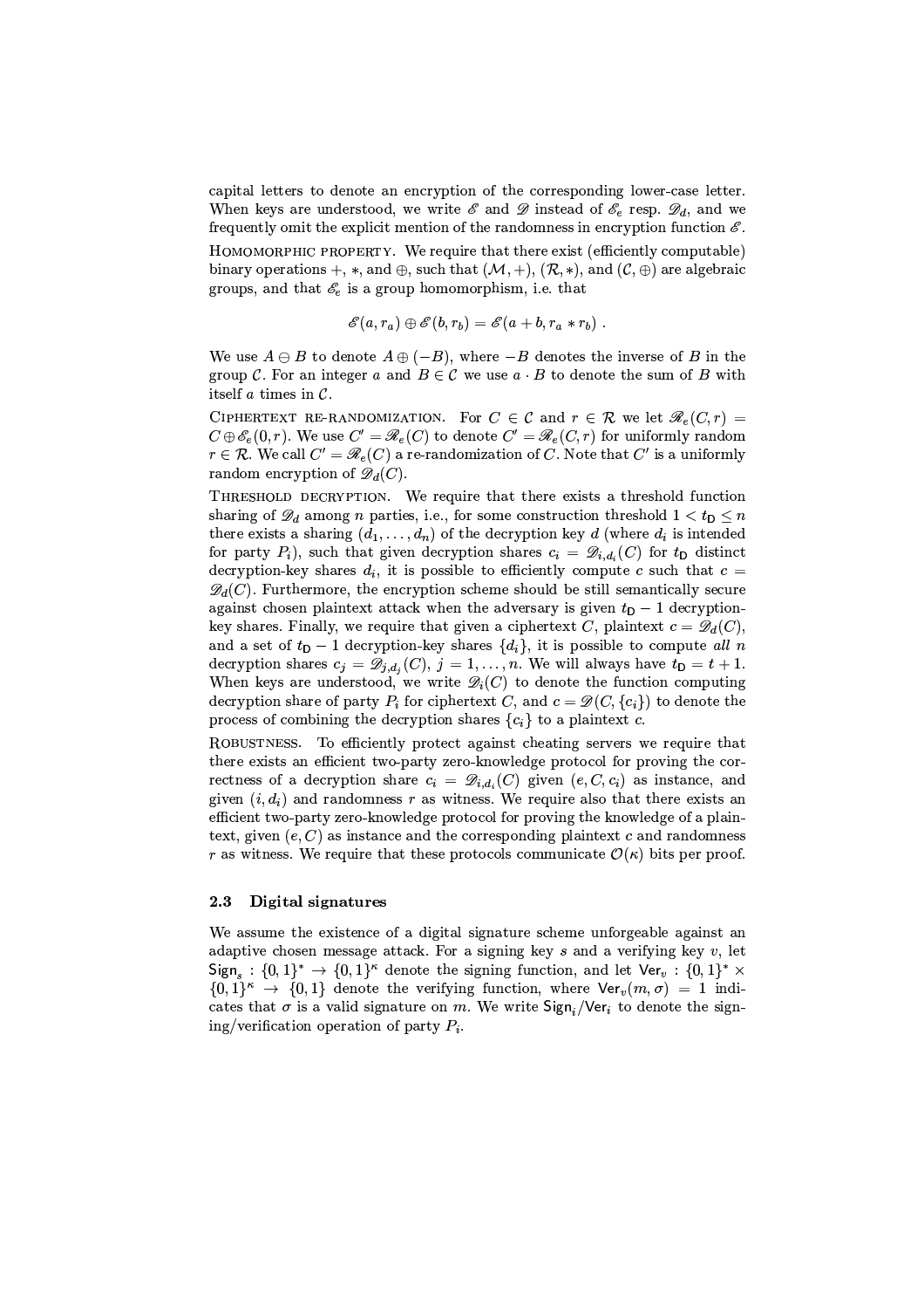capital letters to denote an encryption of the corresponding lower-case letter. When keys are understood, we write $\mathscr{E}$ and $\mathscr{D}$ instead of $\mathscr{E}_e$ resp. $\mathscr{D}_d$, and we frequently omit the explicit mention of the randomness in encryption function $\mathscr{E}$.

Homomorphic property. We require that there exist (efficiently computable) binary operations $+$, $*$, and $\oplus$, such that $(\mathcal{M}, +)$, $(\mathcal{R}, *)$, and $(\mathcal{C}, \oplus)$ are algebraic groups, and that $\mathscr{E}_e$ is a group homomorphism, i.e. that

$$\mathscr{E}(a, r_a) \oplus \mathscr{E}(b, r_b) = \mathscr{E}(a + b, r_a * r_b) .$$

We use $A \ominus B$ to denote $A \oplus (-B)$, where $-B$ denotes the inverse of $B$ in the group $\mathcal{C}$. For an integer $a$ and $B \in \mathcal{C}$ we use $a \cdot B$ to denote the sum of $B$ with itself $a$ times in $\mathcal{C}$.

Ciphertext re-randomization. For $C \in \mathcal{C}$ and $r \in \mathcal{R}$ we let $\mathscr{R}_e(C, r) = C \oplus \mathscr{E}_e(0, r)$. We use $C' = \mathscr{R}_e(C)$ to denote $C' = \mathscr{R}_e(C, r)$ for uniformly random $r \in \mathcal{R}$. We call $C' = \mathscr{R}_e(C)$ a re-randomization of $C$. Note that $C'$ is a uniformly random encryption of $\mathscr{D}_d(C)$.

Threshold decryption. We require that there exists a threshold function sharing of $\mathscr{D}_d$ among $n$ parties, i.e., for some construction threshold $1 < t_{\mathsf{D}} \leq n$ there exists a sharing $(d_1, \ldots, d_n)$ of the decryption key $d$ (where $d_i$ is intended for party $P_i$), such that given decryption shares $c_i = \mathscr{D}_{i,d_i}(C)$ for $t_{\mathsf{D}}$ distinct decryption-key shares $d_i$, it is possible to efficiently compute $c$ such that $c = \mathscr{D}_d(C)$. Furthermore, the encryption scheme should be still semantically secure against chosen plaintext attack when the adversary is given $t_{\mathsf{D}} - 1$ decryption-key shares. Finally, we require that given a ciphertext $C$, plaintext $c = \mathscr{D}_d(C)$, and a set of $t_{\mathsf{D}} - 1$ decryption-key shares $\{d_i\}$, it is possible to compute *all* $n$ decryption shares $c_j = \mathscr{D}_{j,d_j}(C)$, $j = 1, \ldots, n$. We will always have $t_{\mathsf{D}} = t + 1$. When keys are understood, we write $\mathscr{D}_i(C)$ to denote the function computing decryption share of party $P_i$ for ciphertext $C$, and $c = \mathscr{D}(C, \{c_i\})$ to denote the process of combining the decryption shares $\{c_i\}$ to a plaintext $c$.

Robustness. To efficiently protect against cheating servers we require that there exists an efficient two-party zero-knowledge protocol for proving the correctness of a decryption share $c_i = \mathscr{D}_{i,d_i}(C)$ given $(e, C, c_i)$ as instance, and given $(i, d_i)$ and randomness $r$ as witness. We require also that there exists an efficient two-party zero-knowledge protocol for proving the knowledge of a plaintext, given $(e, C)$ as instance and the corresponding plaintext $c$ and randomness $r$ as witness. We require that these protocols communicate $\mathcal{O}(\kappa)$ bits per proof.

### 2.3 Digital signatures

We assume the existence of a digital signature scheme unforgeable against an adaptive chosen message attack. For a signing key $s$ and a verifying key $v$, let $\mathsf{Sign}_s : \{0,1\}^* \to \{0,1\}^\kappa$ denote the signing function, and let $\mathsf{Ver}_v : \{0,1\}^* \times \{0,1\}^\kappa \to \{0,1\}$ denote the verifying function, where $\mathsf{Ver}_v(m, \sigma) = 1$ indicates that $\sigma$ is a valid signature on $m$. We write $\mathsf{Sign}_i/\mathsf{Ver}_i$ to denote the signing/verification operation of party $P_i$.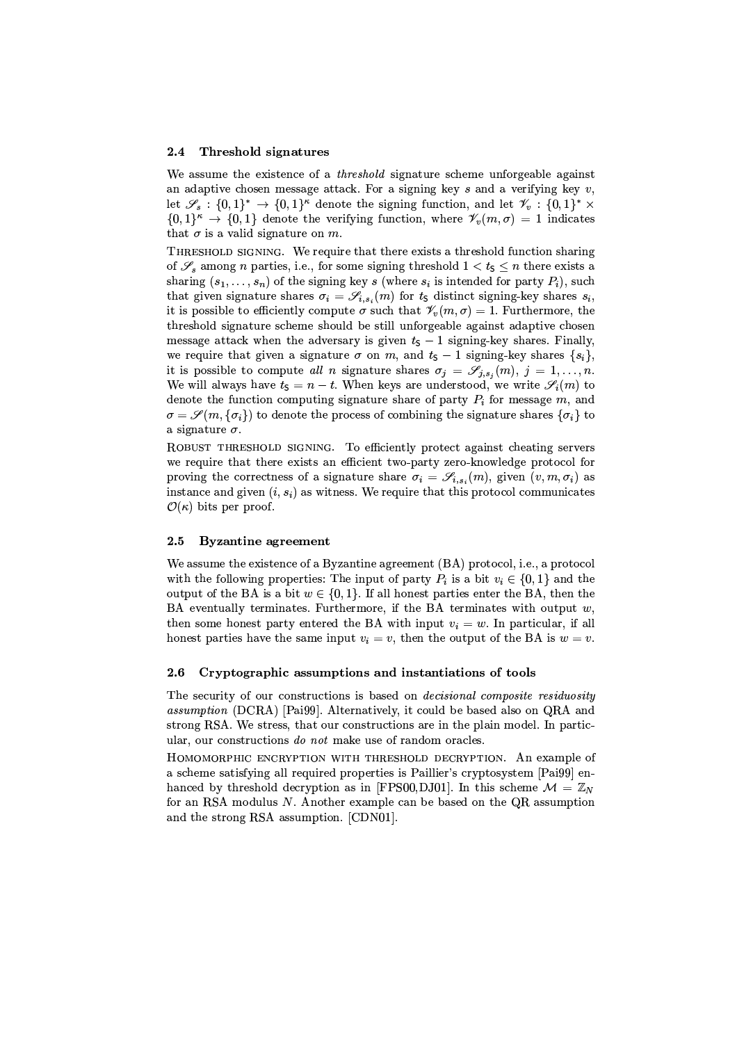### 2.4 Threshold signatures

We assume the existence of a *threshold* signature scheme unforgeable against an adaptive chosen message attack. For a signing key $s$ and a verifying key $v$, let $\mathscr{S}_s : \{0,1\}^* \to \{0,1\}^\kappa$ denote the signing function, and let $\mathscr{V}_v : \{0,1\}^* \times \{0,1\}^\kappa \to \{0,1\}$ denote the verifying function, where $\mathscr{V}_v(m, \sigma) = 1$ indicates that $\sigma$ is a valid signature on $m$.

Threshold signing. We require that there exists a threshold function sharing of $\mathscr{S}_s$ among $n$ parties, i.e., for some signing threshold $1 < t_{\mathsf{S}} \leq n$ there exists a sharing $(s_1, \ldots, s_n)$ of the signing key $s$ (where $s_i$ is intended for party $P_i$), such that given signature shares $\sigma_i = \mathscr{S}_{i,s_i}(m)$ for $t_{\mathsf{S}}$ distinct signing-key shares $s_i$, it is possible to efficiently compute $\sigma$ such that $\mathscr{V}_v(m, \sigma) = 1$. Furthermore, the threshold signature scheme should be still unforgeable against adaptive chosen message attack when the adversary is given $t_{\mathsf{S}} - 1$ signing-key shares. Finally, we require that given a signature $\sigma$ on $m$, and $t_{\mathsf{S}} - 1$ signing-key shares $\{s_i\}$, it is possible to compute *all* $n$ signature shares $\sigma_j = \mathscr{S}_{j,s_j}(m)$, $j = 1, \ldots, n$. We will always have $t_{\mathsf{S}} = n - t$. When keys are understood, we write $\mathscr{S}_i(m)$ to denote the function computing signature share of party $P_i$ for message $m$, and $\sigma = \mathscr{S}(m, \{\sigma_i\})$ to denote the process of combining the signature shares $\{\sigma_i\}$ to a signature $\sigma$.

Robust threshold signing. To efficiently protect against cheating servers we require that there exists an efficient two-party zero-knowledge protocol for proving the correctness of a signature share $\sigma_i = \mathscr{S}_{i,s_i}(m)$, given $(v, m, \sigma_i)$ as instance and given $(i, s_i)$ as witness. We require that this protocol communicates $\mathcal{O}(\kappa)$ bits per proof.

### 2.5 Byzantine agreement

We assume the existence of a Byzantine agreement (BA) protocol, i.e., a protocol with the following properties: The input of party $P_i$ is a bit $v_i \in \{0,1\}$ and the output of the BA is a bit $w \in \{0,1\}$. If all honest parties enter the BA, then the BA eventually terminates. Furthermore, if the BA terminates with output $w$, then some honest party entered the BA with input $v_i = w$. In particular, if all honest parties have the same input $v_i = v$, then the output of the BA is $w = v$.

### 2.6 Cryptographic assumptions and instantiations of tools

The security of our constructions is based on *decisional composite residuosity assumption* (DCRA) [Pai99]. Alternatively, it could be based also on QRA and strong RSA. We stress, that our constructions are in the plain model. In particular, our constructions *do not* make use of random oracles.

Homomorphic encryption with threshold decryption. An example of a scheme satisfying all required properties is Paillier's cryptosystem [Pai99] enhanced by threshold decryption as in [FPS00,DJ01]. In this scheme $\mathcal{M} = \mathbb{Z}_N$ for an RSA modulus $N$. Another example can be based on the QR assumption and the strong RSA assumption. [CDN01].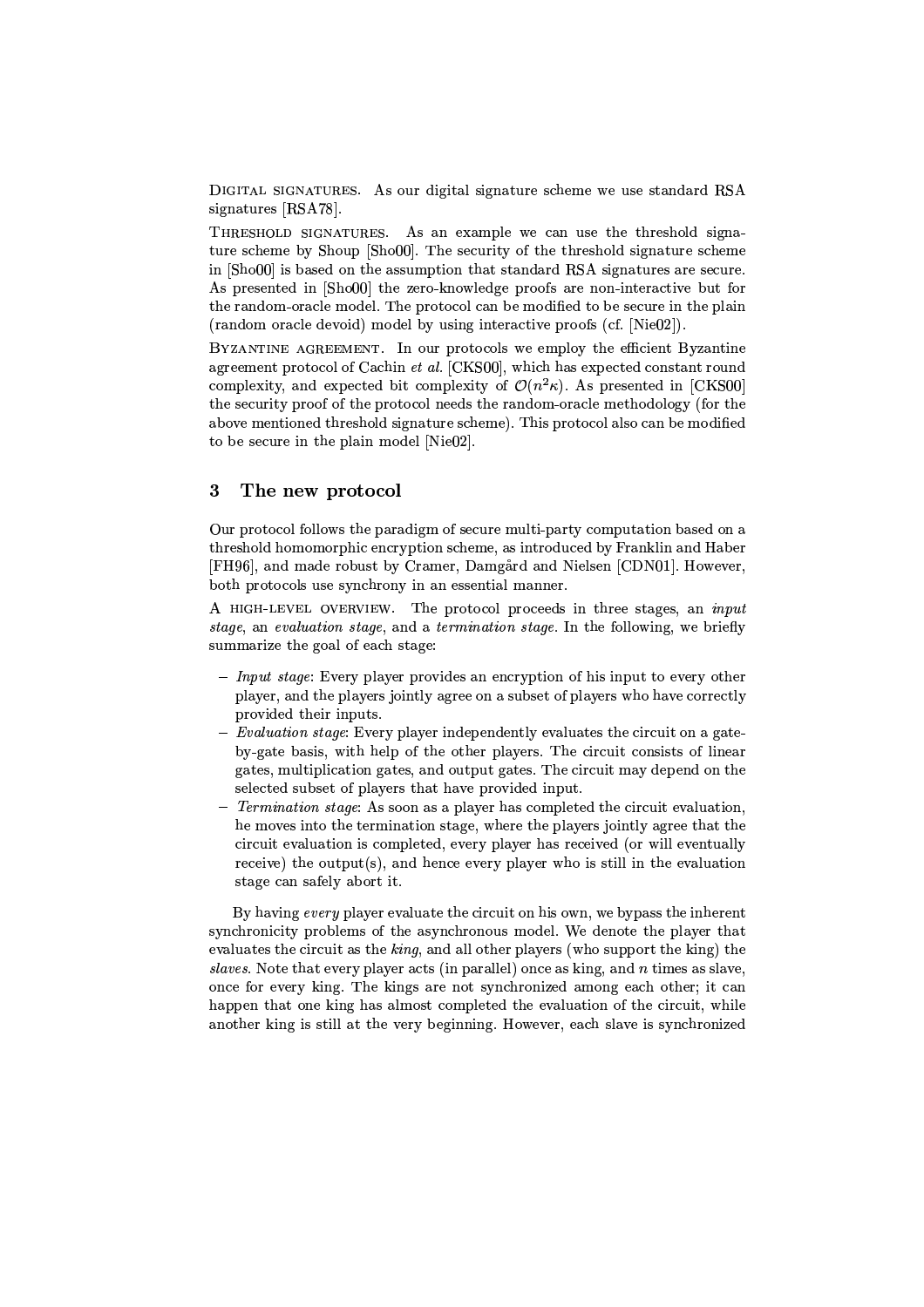**Digital signatures.** As our digital signature scheme we use standard RSA signatures [RSA78].

**Threshold signatures.** As an example we can use the threshold signature scheme by Shoup [Sho00]. The security of the threshold signature scheme in [Sho00] is based on the assumption that standard RSA signatures are secure. As presented in [Sho00] the zero-knowledge proofs are non-interactive but for the random-oracle model. The protocol can be modified to be secure in the plain (random oracle devoid) model by using interactive proofs (cf. [Nie02]).

**Byzantine agreement.** In our protocols we employ the efficient Byzantine agreement protocol of Cachin *et al.* [CKS00], which has expected constant round complexity, and expected bit complexity of $\mathcal{O}(n^2\kappa)$. As presented in [CKS00] the security proof of the protocol needs the random-oracle methodology (for the above mentioned threshold signature scheme). This protocol also can be modified to be secure in the plain model [Nie02].

## 3 The new protocol

Our protocol follows the paradigm of secure multi-party computation based on a threshold homomorphic encryption scheme, as introduced by Franklin and Haber [FH96], and made robust by Cramer, Damgård and Nielsen [CDN01]. However, both protocols use synchrony in an essential manner.

**A high-level overview.** The protocol proceeds in three stages, an *input stage*, an *evaluation stage*, and a *termination stage*. In the following, we briefly summarize the goal of each stage:

- *Input stage*: Every player provides an encryption of his input to every other player, and the players jointly agree on a subset of players who have correctly provided their inputs.
- *Evaluation stage*: Every player independently evaluates the circuit on a gate-by-gate basis, with help of the other players. The circuit consists of linear gates, multiplication gates, and output gates. The circuit may depend on the selected subset of players that have provided input.
- *Termination stage*: As soon as a player has completed the circuit evaluation, he moves into the termination stage, where the players jointly agree that the circuit evaluation is completed, every player has received (or will eventually receive) the output(s), and hence every player who is still in the evaluation stage can safely abort it.

By having *every* player evaluate the circuit on his own, we bypass the inherent synchronicity problems of the asynchronous model. We denote the player that evaluates the circuit as the *king*, and all other players (who support the king) the *slaves*. Note that every player acts (in parallel) once as king, and $n$ times as slave, once for every king. The kings are not synchronized among each other; it can happen that one king has almost completed the evaluation of the circuit, while another king is still at the very beginning. However, each slave is synchronized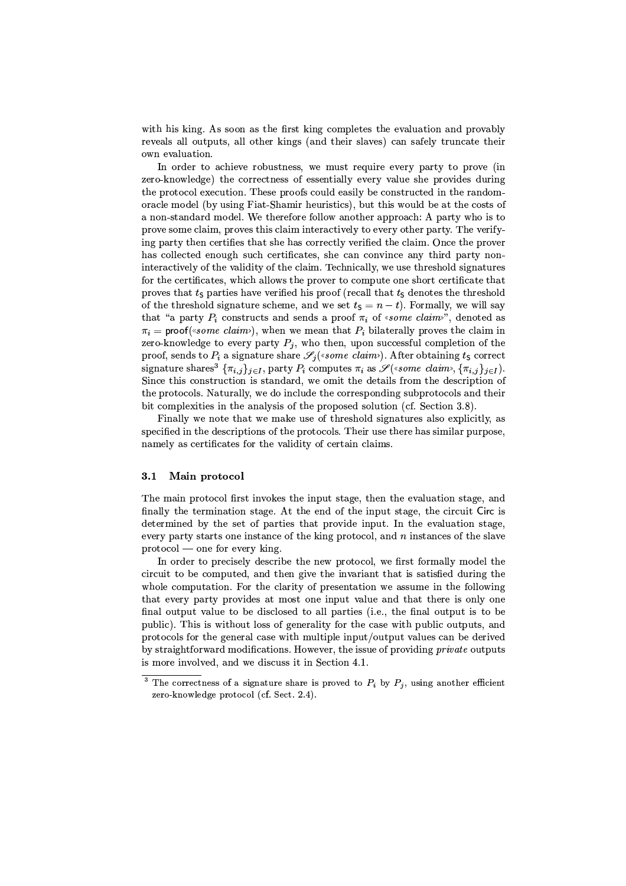with his king. As soon as the first king completes the evaluation and provably reveals all outputs, all other kings (and their slaves) can safely truncate their own evaluation.

In order to achieve robustness, we must require every party to prove (in zero-knowledge) the correctness of essentially every value she provides during the protocol execution. These proofs could easily be constructed in the random-oracle model (by using Fiat-Shamir heuristics), but this would be at the costs of a non-standard model. We therefore follow another approach: A party who is to prove some claim, proves this claim interactively to every other party. The verifying party then certifies that she has correctly verified the claim. Once the prover has collected enough such certificates, she can convince any third party non-interactively of the validity of the claim. Technically, we use threshold signatures for the certificates, which allows the prover to compute one short certificate that proves that $t_{\mathsf{S}}$ parties have verified his proof (recall that $t_{\mathsf{S}}$ denotes the threshold of the threshold signature scheme, and we set $t_{\mathsf{S}} = n - t$). Formally, we will say that "a party $P_i$ constructs and sends a proof $\pi_i$ of «*some claim*»", denoted as $\pi_i = \mathsf{proof}(\text{«}\textit{some claim}\text{»})$, when we mean that $P_i$ bilaterally proves the claim in zero-knowledge to every party $P_j$, who then, upon successful completion of the proof, sends to $P_i$ a signature share $\mathscr{S}_j(\text{«}\textit{some claim}\text{»})$. After obtaining $t_{\mathsf{S}}$ correct signature shares[3] $\{\pi_{i,j}\}_{j \in I}$, party $P_i$ computes $\pi_i$ as $\mathscr{S}(\text{«}\textit{some claim}\text{»}, \{\pi_{i,j}\}_{j \in I})$. Since this construction is standard, we omit the details from the description of the protocols. Naturally, we do include the corresponding subprotocols and their bit complexities in the analysis of the proposed solution (cf. Section 3.8).

Finally we note that we make use of threshold signatures also explicitly, as specified in the descriptions of the protocols. Their use there has similar purpose, namely as certificates for the validity of certain claims.

### 3.1 Main protocol

The main protocol first invokes the input stage, then the evaluation stage, and finally the termination stage. At the end of the input stage, the circuit $\mathsf{Circ}$ is determined by the set of parties that provide input. In the evaluation stage, every party starts one instance of the king protocol, and $n$ instances of the slave protocol — one for every king.

In order to precisely describe the new protocol, we first formally model the circuit to be computed, and then give the invariant that is satisfied during the whole computation. For the clarity of presentation we assume in the following that every party provides at most one input value and that there is only one final output value to be disclosed to all parties (i.e., the final output is to be public). This is without loss of generality for the case with public outputs, and protocols for the general case with multiple input/output values can be derived by straightforward modifications. However, the issue of providing *private* outputs is more involved, and we discuss it in Section 4.1.

---

[3] The correctness of a signature share is proved to $P_i$ by $P_j$, using another efficient zero-knowledge protocol (cf. Sect. 2.4).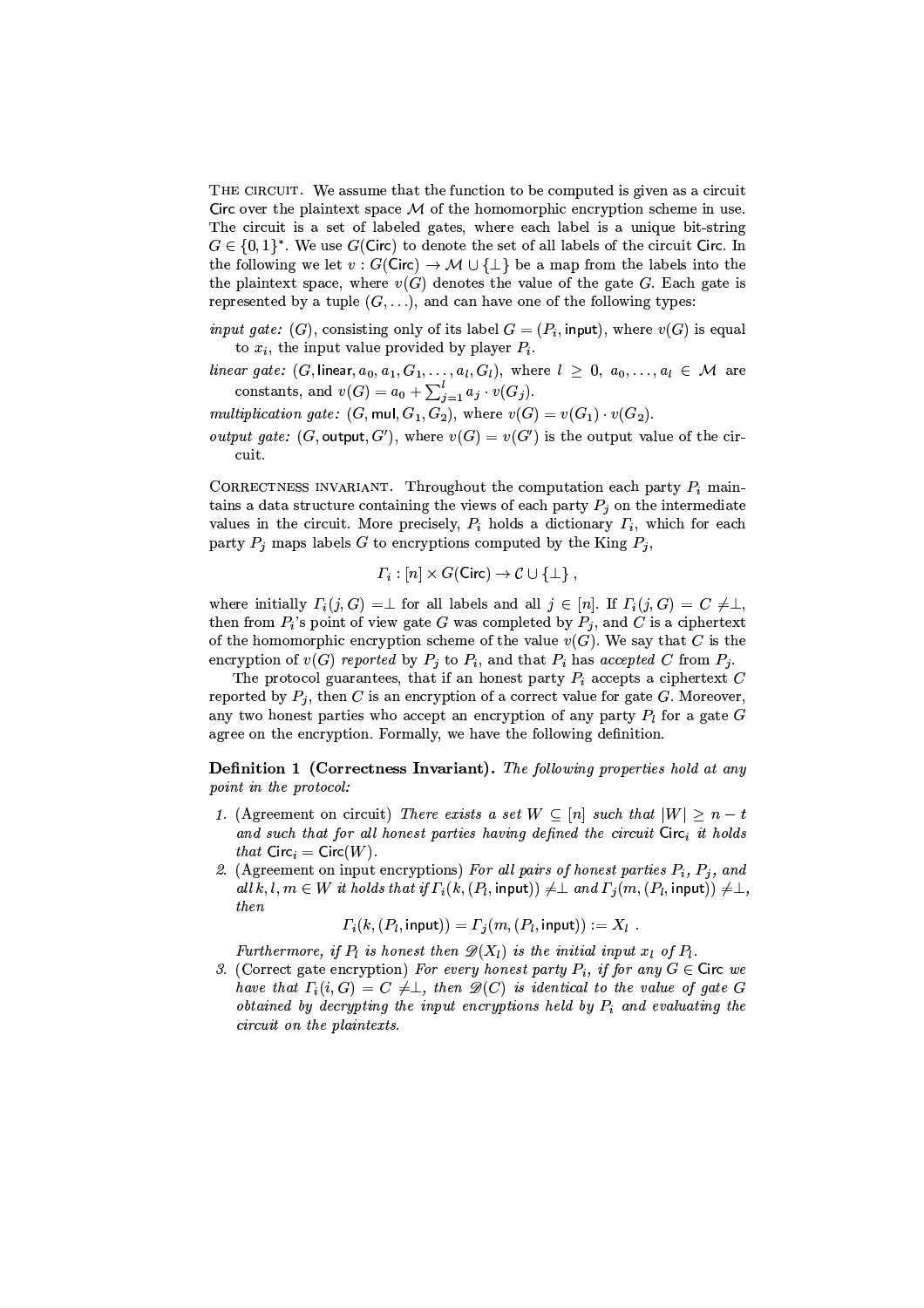**The circuit.** We assume that the function to be computed is given as a circuit $\mathsf{Circ}$ over the plaintext space $\mathcal{M}$ of the homomorphic encryption scheme in use. The circuit is a set of labeled gates, where each label is a unique bit-string $G \in \{0,1\}^*$. We use $G(\mathsf{Circ})$ to denote the set of all labels of the circuit $\mathsf{Circ}$. In the following we let $v : G(\mathsf{Circ}) \to \mathcal{M} \cup \{\perp\}$ be a map from the labels into the the plaintext space, where $v(G)$ denotes the value of the gate $G$. Each gate is represented by a tuple $(G, \ldots)$, and can have one of the following types:

*input gate:* $(G)$, consisting only of its label $G = (P_i, \mathsf{input})$, where $v(G)$ is equal to $x_i$, the input value provided by player $P_i$.

*linear gate:* $(G, \mathsf{linear}, a_0, a_1, G_1, \ldots, a_l, G_l)$, where $l \geq 0$, $a_0, \ldots, a_l \in \mathcal{M}$ are constants, and $v(G) = a_0 + \sum_{j=1}^{l} a_j \cdot v(G_j)$.

*multiplication gate:* $(G, \mathsf{mul}, G_1, G_2)$, where $v(G) = v(G_1) \cdot v(G_2)$.

*output gate:* $(G, \mathsf{output}, G')$, where $v(G) = v(G')$ is the output value of the circuit.

**Correctness invariant.** Throughout the computation each party $P_i$ maintains a data structure containing the views of each party $P_j$ on the intermediate values in the circuit. More precisely, $P_i$ holds a dictionary $\Gamma_i$, which for each party $P_j$ maps labels $G$ to encryptions computed by the King $P_j$,

$$\Gamma_i : [n] \times G(\mathsf{Circ}) \to \mathcal{C} \cup \{\perp\} ,$$

where initially $\Gamma_i(j, G) = \perp$ for all labels and all $j \in [n]$. If $\Gamma_i(j, G) = C \neq \perp$, then from $P_i$'s point of view gate $G$ was completed by $P_j$, and $C$ is a ciphertext of the homomorphic encryption scheme of the value $v(G)$. We say that $C$ is the encryption of $v(G)$ *reported* by $P_j$ to $P_i$, and that $P_i$ has *accepted* $C$ from $P_j$.

The protocol guarantees, that if an honest party $P_i$ accepts a ciphertext $C$ reported by $P_j$, then $C$ is an encryption of a correct value for gate $G$. Moreover, any two honest parties who accept an encryption of any party $P_l$ for a gate $G$ agree on the encryption. Formally, we have the following definition.

**Definition 1 (Correctness Invariant).** *The following properties hold at any point in the protocol:*

1. (Agreement on circuit) *There exists a set $W \subseteq [n]$ such that $|W| \geq n - t$ and such that for all honest parties having defined the circuit $\mathsf{Circ}_i$ it holds that $\mathsf{Circ}_i = \mathsf{Circ}(W)$.*
2. (Agreement on input encryptions) *For all pairs of honest parties $P_i$, $P_j$, and all $k, l, m \in W$ it holds that if $\Gamma_i(k, (P_l, \mathsf{input})) \neq \perp$ and $\Gamma_j(m, (P_l, \mathsf{input})) \neq \perp$, then*
$$\Gamma_i(k, (P_l, \mathsf{input})) = \Gamma_j(m, (P_l, \mathsf{input})) := X_l .$$
*Furthermore, if $P_l$ is honest then $\mathscr{D}(X_l)$ is the initial input $x_l$ of $P_l$.*
3. (Correct gate encryption) *For every honest party $P_i$, if for any $G \in \mathsf{Circ}$ we have that $\Gamma_i(i, G) = C \neq \perp$, then $\mathscr{D}(C)$ is identical to the value of gate $G$ obtained by decrypting the input encryptions held by $P_i$ and evaluating the circuit on the plaintexts.*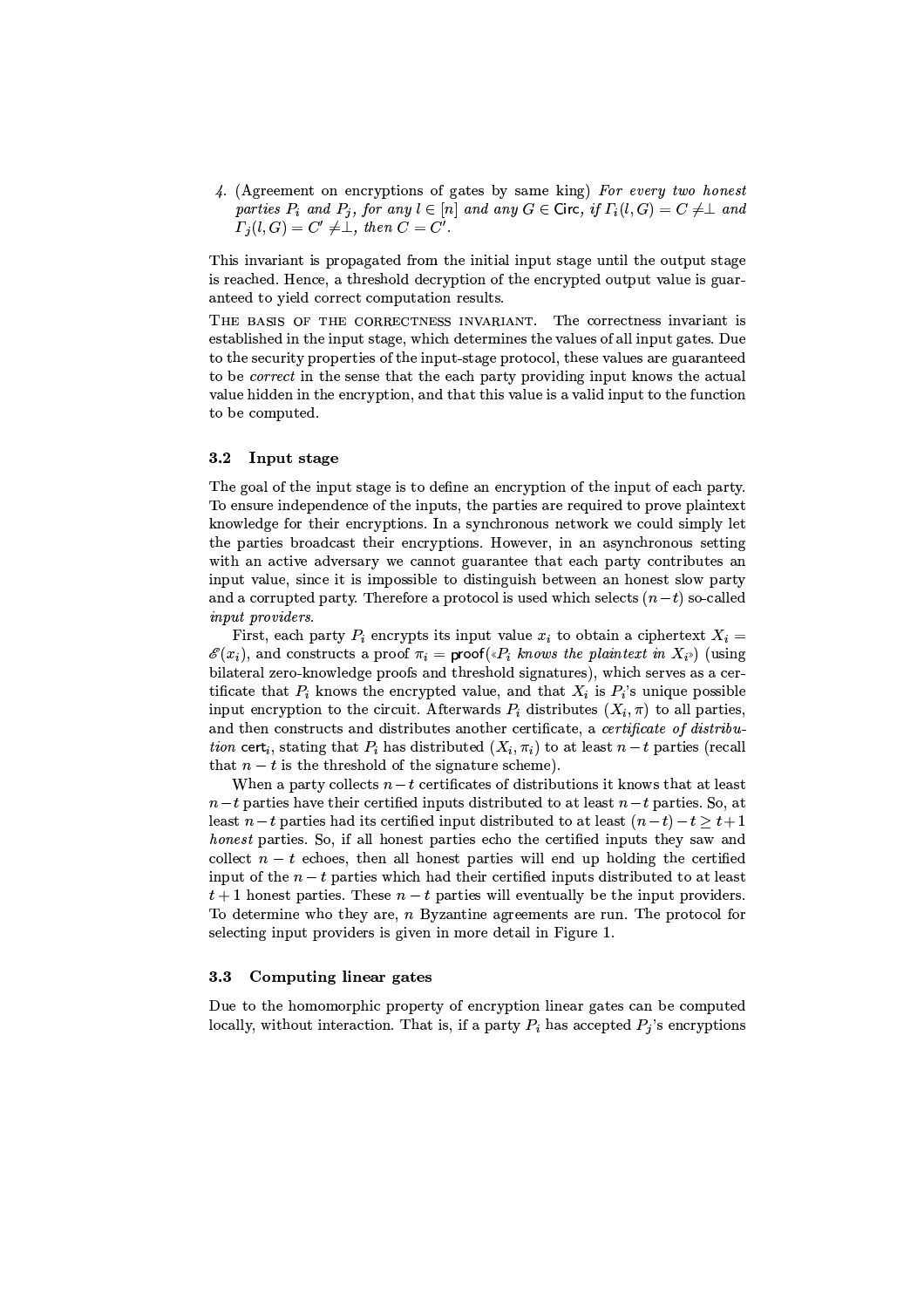4. (Agreement on encryptions of gates by same king) *For every two honest parties $P_i$ and $P_j$, for any $l \in [n]$ and any $G \in \mathsf{Circ}$, if $\Gamma_i(l, G) = C \neq \perp$ and $\Gamma_j(l, G) = C' \neq \perp$, then $C = C'$.*

This invariant is propagated from the initial input stage until the output stage is reached. Hence, a threshold decryption of the encrypted output value is guaranteed to yield correct computation results.

The basis of the correctness invariant. The correctness invariant is established in the input stage, which determines the values of all input gates. Due to the security properties of the input-stage protocol, these values are guaranteed to be *correct* in the sense that the each party providing input knows the actual value hidden in the encryption, and that this value is a valid input to the function to be computed.

### 3.2 Input stage

The goal of the input stage is to define an encryption of the input of each party. To ensure independence of the inputs, the parties are required to prove plaintext knowledge for their encryptions. In a synchronous network we could simply let the parties broadcast their encryptions. However, in an asynchronous setting with an active adversary we cannot guarantee that each party contributes an input value, since it is impossible to distinguish between an honest slow party and a corrupted party. Therefore a protocol is used which selects $(n-t)$ so-called *input providers*.

First, each party $P_i$ encrypts its input value $x_i$ to obtain a ciphertext $X_i = \mathscr{E}(x_i)$, and constructs a proof $\pi_i = \mathsf{proof}(«P_i \textit{ knows the plaintext in } X_i»)$ (using bilateral zero-knowledge proofs and threshold signatures), which serves as a certificate that $P_i$ knows the encrypted value, and that $X_i$ is $P_i$'s unique possible input encryption to the circuit. Afterwards $P_i$ distributes $(X_i, \pi)$ to all parties, and then constructs and distributes another certificate, a *certificate of distribution* $\mathsf{cert}_i$, stating that $P_i$ has distributed $(X_i, \pi_i)$ to at least $n-t$ parties (recall that $n-t$ is the threshold of the signature scheme).

When a party collects $n-t$ certificates of distributions it knows that at least $n-t$ parties have their certified inputs distributed to at least $n-t$ parties. So, at least $n-t$ parties had its certified input distributed to at least $(n-t)-t \geq t+1$ *honest* parties. So, if all honest parties echo the certified inputs they saw and collect $n-t$ echoes, then all honest parties will end up holding the certified input of the $n-t$ parties which had their certified inputs distributed to at least $t+1$ honest parties. These $n-t$ parties will eventually be the input providers. To determine who they are, $n$ Byzantine agreements are run. The protocol for selecting input providers is given in more detail in Figure 1.

### 3.3 Computing linear gates

Due to the homomorphic property of encryption linear gates can be computed locally, without interaction. That is, if a party $P_i$ has accepted $P_j$'s encryptions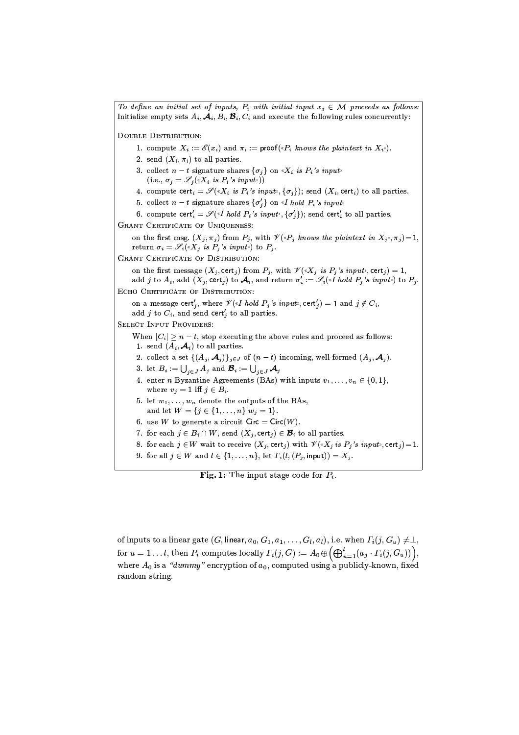*To define an initial set of inputs, $P_i$ with initial input $x_i \in \mathcal{M}$ proceeds as follows:* Initialize empty sets $A_i, \boldsymbol{\mathcal{A}}_i, B_i, \boldsymbol{\mathcal{B}}_i, C_i$ and execute the following rules concurrently:

DOUBLE DISTRIBUTION:

1. compute $X_i := \mathscr{E}(x_i)$ and $\pi_i := \mathsf{proof}(\text{«}P_i \textit{ knows the plaintext in } X_i\text{»})$.
2. send $(X_i, \pi_i)$ to all parties.
3. collect $n - t$ signature shares $\{\sigma_j\}$ on «$X_i$ *is* $P_i$*'s input*» (i.e., $\sigma_j = \mathscr{S}_j(\text{«}X_i \textit{ is } P_i\textit{'s input}\text{»})$)
4. compute $\mathsf{cert}_i = \mathscr{S}(\text{«}X_i \textit{ is } P_i\textit{'s input}\text{»}, \{\sigma_j\})$; send $(X_i, \mathsf{cert}_i)$ to all parties.
5. collect $n - t$ signature shares $\{\sigma'_j\}$ on «*I hold* $P_i$*'s input*»
6. compute $\mathsf{cert}'_i = \mathscr{S}(\text{«}\textit{I hold } P_i\textit{'s input}\text{»}, \{\sigma'_j\})$; send $\mathsf{cert}'_i$ to all parties.

GRANT CERTIFICATE OF UNIQUENESS:

on the first msg. $(X_j, \pi_j)$ from $P_j$, with $\mathscr{V}(\text{«}P_j \textit{ knows the plaintext in } X_j\text{»}, \pi_j) = 1$, return $\sigma_i = \mathscr{S}_i(\text{«}X_j \textit{ is } P_j\textit{'s input}\text{»})$ to $P_j$.

GRANT CERTIFICATE OF DISTRIBUTION:

on the first message $(X_j, \mathsf{cert}_j)$ from $P_j$, with $\mathscr{V}(\text{«}X_j \textit{ is } P_j\textit{'s input}\text{»}, \mathsf{cert}_j) = 1$, add $j$ to $A_i$, add $(X_j, \mathsf{cert}_j)$ to $\boldsymbol{\mathcal{A}}_i$, and return $\sigma'_i := \mathscr{S}_i(\text{«}\textit{I hold } P_j\textit{'s input}\text{»})$ to $P_j$.

ECHO CERTIFICATE OF DISTRIBUTION:

on a message $\mathsf{cert}'_j$, where $\mathscr{V}(\text{«}\textit{I hold } P_j\textit{'s input}\text{»}, \mathsf{cert}'_j) = 1$ and $j \notin C_i$, add $j$ to $C_i$, and send $\mathsf{cert}'_j$ to all parties.

SELECT INPUT PROVIDERS:

When $|C_i| \geq n - t$, stop executing the above rules and proceed as follows:

1. send $(A_i, \boldsymbol{\mathcal{A}}_i)$ to all parties.
2. collect a set $\{(A_j, \boldsymbol{\mathcal{A}}_j)\}_{j \in J}$ of $(n - t)$ incoming, well-formed $(A_j, \boldsymbol{\mathcal{A}}_j)$.
3. let $B_i := \bigcup_{j \in J} A_j$ and $\boldsymbol{\mathcal{B}}_i := \bigcup_{j \in J} \boldsymbol{\mathcal{A}}_j$
4. enter $n$ Byzantine Agreements (BAs) with inputs $v_1, \ldots, v_n \in \{0, 1\}$, where $v_j = 1$ iff $j \in B_i$.
5. let $w_1, \ldots, w_n$ denote the outputs of the BAs, and let $W = \{j \in \{1, \ldots, n\} | w_j = 1\}$.
6. use $W$ to generate a circuit $\mathsf{Circ} = \mathsf{Circ}(W)$.
7. for each $j \in B_i \cap W$, send $(X_j, \mathsf{cert}_j) \in \boldsymbol{\mathcal{B}}_i$ to all parties.
8. for each $j \in W$ wait to receive $(X_j, \mathsf{cert}_j)$ with $\mathscr{V}(\text{«}X_j \textit{ is } P_j\textit{'s input}\text{»}, \mathsf{cert}_j) = 1$.
9. for all $j \in W$ and $l \in \{1, \ldots, n\}$, let $\Gamma_i(l, (P_j, \mathsf{input})) = X_j$.

**Fig. 1:** The input stage code for $P_i$.

of inputs to a linear gate $(G, \mathsf{linear}, a_0, G_1, a_1, \ldots, G_l, a_l)$, i.e. when $\Gamma_i(j, G_u) \neq \perp$, for $u = 1 \ldots l$, then $P_i$ computes locally $\Gamma_i(j, G) := A_0 \oplus \left(\bigoplus_{u=1}^{l}(a_j \cdot \Gamma_i(j, G_u))\right)$, where $A_0$ is a *"dummy"* encryption of $a_0$, computed using a publicly-known, fixed random string.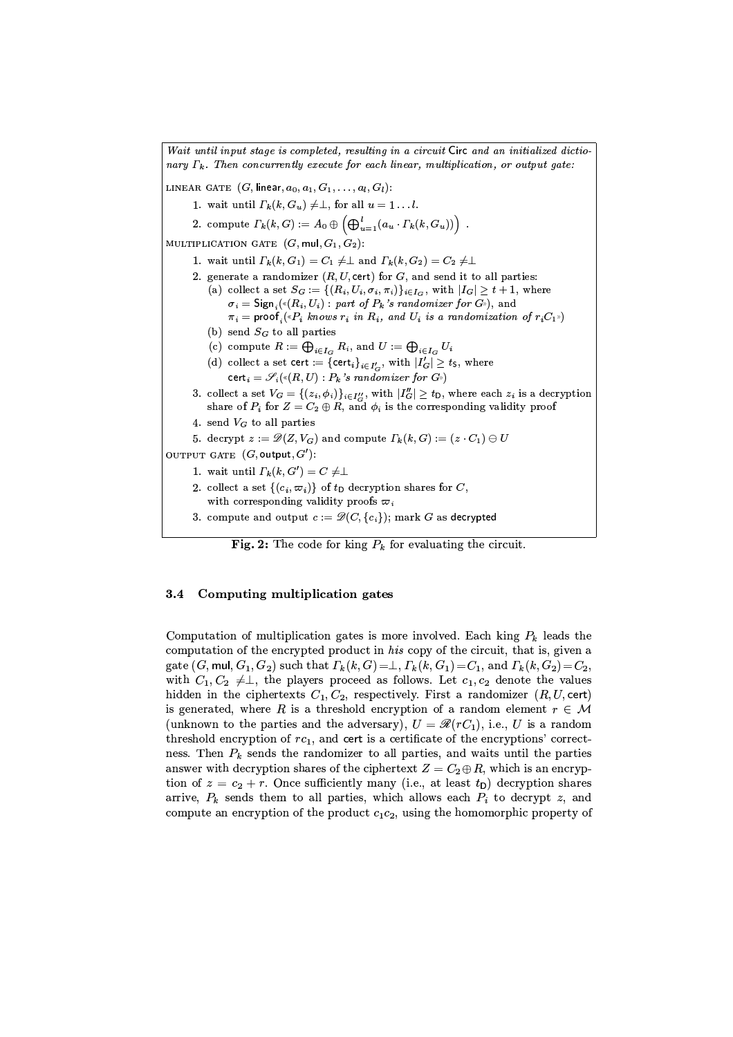*Wait until input stage is completed, resulting in a circuit* $\mathsf{Circ}$ *and an initialized dictionary* $\Gamma_k$*. Then concurrently execute for each linear, multiplication, or output gate:*

LINEAR GATE $(G, \mathsf{linear}, a_0, a_1, G_1, \ldots, a_l, G_l)$:

1. wait until $\Gamma_k(k, G_u) \neq \perp$, for all $u = 1 \ldots l$.
2. compute $\Gamma_k(k, G) := A_0 \oplus \left(\bigoplus_{u=1}^{l}(a_u \cdot \Gamma_k(k, G_u))\right)$ .

MULTIPLICATION GATE $(G, \mathsf{mul}, G_1, G_2)$:

1. wait until $\Gamma_k(k, G_1) = C_1 \neq \perp$ and $\Gamma_k(k, G_2) = C_2 \neq \perp$
2. generate a randomizer $(R, U, \mathsf{cert})$ for $G$, and send it to all parties:
   (a) collect a set $S_G := \{(R_i, U_i, \sigma_i, \pi_i)\}_{i \in I_G}$, with $|I_G| \geq t+1$, where $\sigma_i = \mathsf{Sign}_i(«(R_i, U_i)$ : *part of* $P_k$*'s randomizer for* $G»)$, and $\pi_i = \mathsf{proof}_i(«P_i$ *knows* $r_i$ *in* $R_i$*, and* $U_i$ *is a randomization of* $r_i C_1»)$
   (b) send $S_G$ to all parties
   (c) compute $R := \bigoplus_{i \in I_G} R_i$, and $U := \bigoplus_{i \in I_G} U_i$
   (d) collect a set $\mathsf{cert} := \{\mathsf{cert}_i\}_{i \in I'_G}$, with $|I'_G| \geq t_\mathsf{S}$, where $\mathsf{cert}_i = \mathscr{S}_i(«(R, U) : P_k$*'s randomizer for* $G»)$
3. collect a set $V_G = \{(z_i, \phi_i)\}_{i \in I''_G}$, with $|I''_G| \geq t_\mathsf{D}$, where each $z_i$ is a decryption share of $P_i$ for $Z = C_2 \oplus R$, and $\phi_i$ is the corresponding validity proof
4. send $V_G$ to all parties
5. decrypt $z := \mathscr{D}(Z, V_G)$ and compute $\Gamma_k(k, G) := (z \cdot C_1) \ominus U$

OUTPUT GATE $(G, \mathsf{output}, G')$:

1. wait until $\Gamma_k(k, G') = C \neq \perp$
2. collect a set $\{(c_i, \varpi_i)\}$ of $t_\mathsf{D}$ decryption shares for $C$, with corresponding validity proofs $\varpi_i$
3. compute and output $c := \mathscr{D}(C, \{c_i\})$; mark $G$ as $\mathsf{decrypted}$

**Fig. 2:** The code for king $P_k$ for evaluating the circuit.

### 3.4 Computing multiplication gates

Computation of multiplication gates is more involved. Each king $P_k$ leads the computation of the encrypted product in *his* copy of the circuit, that is, given a gate $(G, \mathsf{mul}, G_1, G_2)$ such that $\Gamma_k(k, G) = \perp$, $\Gamma_k(k, G_1) = C_1$, and $\Gamma_k(k, G_2) = C_2$, with $C_1, C_2 \neq \perp$, the players proceed as follows. Let $c_1, c_2$ denote the values hidden in the ciphertexts $C_1, C_2$, respectively. First a randomizer $(R, U, \mathsf{cert})$ is generated, where $R$ is a threshold encryption of a random element $r \in \mathcal{M}$ (unknown to the parties and the adversary), $U = \mathscr{R}(rC_1)$, i.e., $U$ is a random threshold encryption of $rc_1$, and $\mathsf{cert}$ is a certificate of the encryptions' correctness. Then $P_k$ sends the randomizer to all parties, and waits until the parties answer with decryption shares of the ciphertext $Z = C_2 \oplus R$, which is an encryption of $z = c_2 + r$. Once sufficiently many (i.e., at least $t_\mathsf{D}$) decryption shares arrive, $P_k$ sends them to all parties, which allows each $P_i$ to decrypt $z$, and compute an encryption of the product $c_1 c_2$, using the homomorphic property of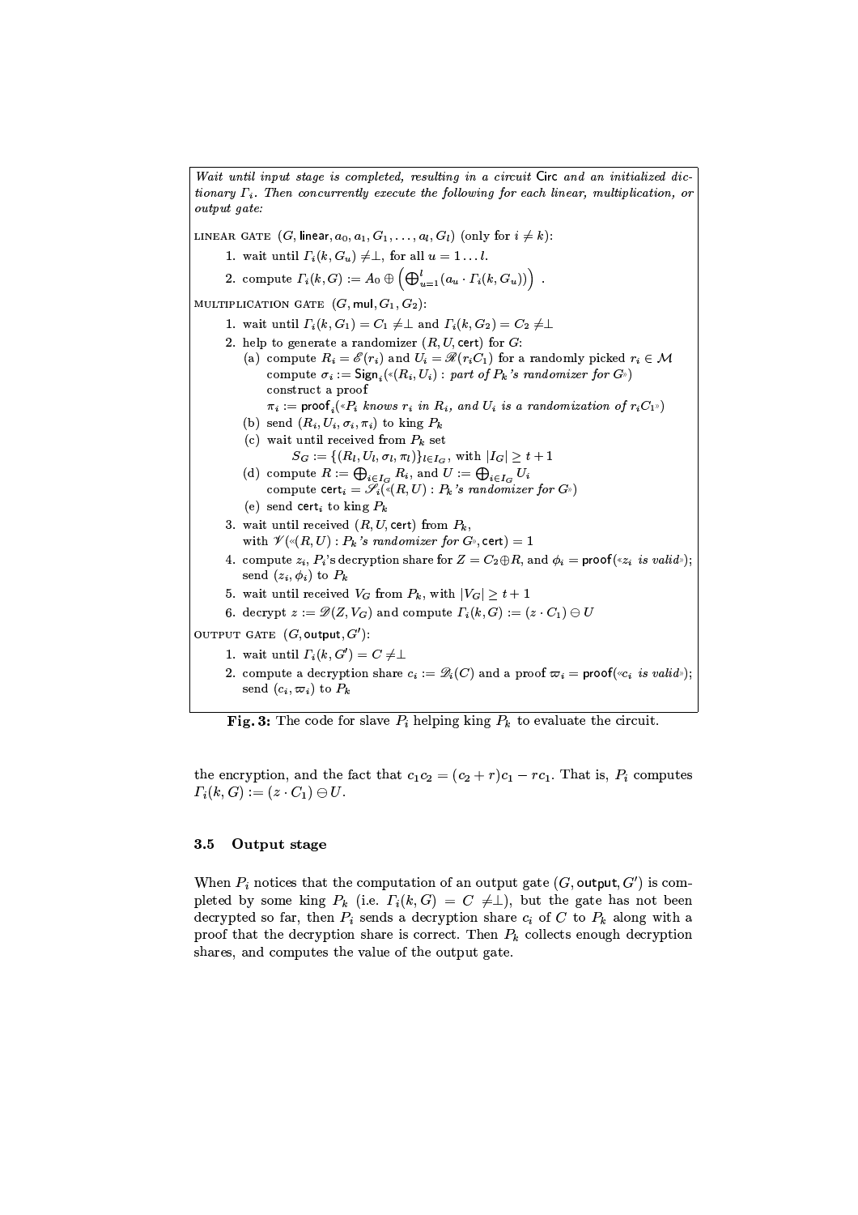*Wait until input stage is completed, resulting in a circuit* Circ *and an initialized dictionary* $\Gamma_i$. *Then concurrently execute the following for each linear, multiplication, or output gate:*

LINEAR GATE $(G, \mathsf{linear}, a_0, a_1, G_1, \ldots, a_l, G_l)$ (only for $i \neq k$):

1. wait until $\Gamma_i(k, G_u) \neq \perp$, for all $u = 1 \ldots l$.
2. compute $\Gamma_i(k, G) := A_0 \oplus \left( \bigoplus_{u=1}^{l} (a_u \cdot \Gamma_i(k, G_u)) \right)$ .

MULTIPLICATION GATE $(G, \mathsf{mul}, G_1, G_2)$:

1. wait until $\Gamma_i(k, G_1) = C_1 \neq \perp$ and $\Gamma_i(k, G_2) = C_2 \neq \perp$
2. help to generate a randomizer $(R, U, \mathsf{cert})$ for $G$:
   - (a) compute $R_i = \mathscr{E}(r_i)$ and $U_i = \mathscr{R}(r_i C_1)$ for a randomly picked $r_i \in \mathcal{M}$
     compute $\sigma_i := \mathsf{Sign}_i(«(R_i, U_i)$ *: part of $P_k$'s randomizer for $G$*»)
     construct a proof
     $\pi_i := \mathsf{proof}_i$(«*$P_i$ knows $r_i$ in $R_i$, and $U_i$ is a randomization of $r_i C_1$*»)
   - (b) send $(R_i, U_i, \sigma_i, \pi_i)$ to king $P_k$
   - (c) wait until received from $P_k$ set
     $S_G := \{(R_l, U_l, \sigma_l, \pi_l)\}_{l \in I_G}$, with $|I_G| \geq t+1$
   - (d) compute $R := \bigoplus_{i \in I_G} R_i$, and $U := \bigoplus_{i \in I_G} U_i$
     compute $\mathsf{cert}_i = \mathscr{S}_i(«(R, U)$ *: $P_k$'s randomizer for $G$*»)
   - (e) send $\mathsf{cert}_i$ to king $P_k$
3. wait until received $(R, U, \mathsf{cert})$ from $P_k$,
   with $\mathscr{V}(«(R, U)$ *: $P_k$'s randomizer for $G$*», $\mathsf{cert}) = 1$
4. compute $z_i$, $P_i$'s decryption share for $Z = C_2 \oplus R$, and $\phi_i = \mathsf{proof}$(«*$z_i$ is valid*»);
   send $(z_i, \phi_i)$ to $P_k$
5. wait until received $V_G$ from $P_k$, with $|V_G| \geq t+1$
6. decrypt $z := \mathscr{D}(Z, V_G)$ and compute $\Gamma_i(k, G) := (z \cdot C_1) \ominus U$

OUTPUT GATE $(G, \mathsf{output}, G')$:

1. wait until $\Gamma_i(k, G') = C \neq \perp$
2. compute a decryption share $c_i := \mathscr{D}_i(C)$ and a proof $\varpi_i = \mathsf{proof}$(«*$c_i$ is valid*»);
   send $(c_i, \varpi_i)$ to $P_k$

**Fig. 3:** The code for slave $P_i$ helping king $P_k$ to evaluate the circuit.

the encryption, and the fact that $c_1 c_2 = (c_2 + r)c_1 - rc_1$. That is, $P_i$ computes $\Gamma_i(k, G) := (z \cdot C_1) \ominus U$.

### 3.5 Output stage

When $P_i$ notices that the computation of an output gate $(G, \mathsf{output}, G')$ is completed by some king $P_k$ (i.e. $\Gamma_i(k, G) = C \neq \perp$), but the gate has not been decrypted so far, then $P_i$ sends a decryption share $c_i$ of $C$ to $P_k$ along with a proof that the decryption share is correct. Then $P_k$ collects enough decryption shares, and computes the value of the output gate.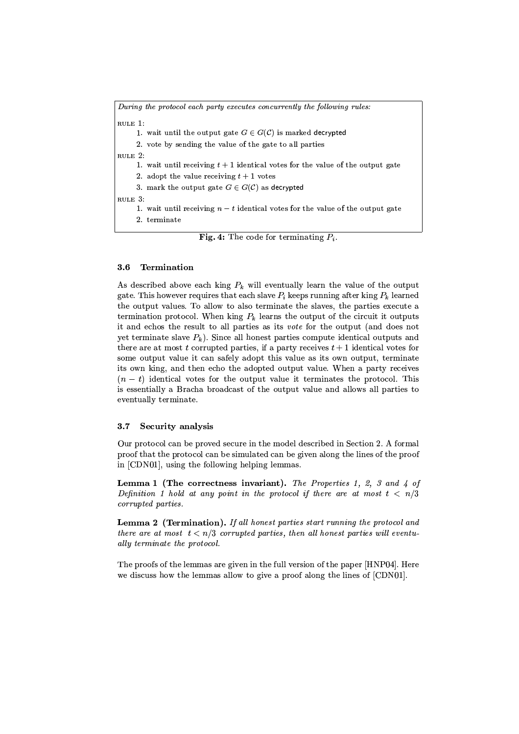*During the protocol each party executes concurrently the following rules:*

RULE 1:

1. wait until the output gate $G \in G(\mathcal{C})$ is marked decrypted
2. vote by sending the value of the gate to all parties

RULE 2:

1. wait until receiving $t+1$ identical votes for the value of the output gate
2. adopt the value receiving $t+1$ votes
3. mark the output gate $G \in G(\mathcal{C})$ as decrypted

RULE 3:

1. wait until receiving $n-t$ identical votes for the value of the output gate
2. terminate

**Fig. 4:** The code for terminating $P_i$.

### 3.6 Termination

As described above each king $P_k$ will eventually learn the value of the output gate. This however requires that each slave $P_i$ keeps running after king $P_k$ learned the output values. To allow to also terminate the slaves, the parties execute a termination protocol. When king $P_k$ learns the output of the circuit it outputs it and echos the result to all parties as its *vote* for the output (and does not yet terminate slave $P_k$). Since all honest parties compute identical outputs and there are at most $t$ corrupted parties, if a party receives $t+1$ identical votes for some output value it can safely adopt this value as its own output, terminate its own king, and then echo the adopted output value. When a party receives $(n-t)$ identical votes for the output value it terminates the protocol. This is essentially a Bracha broadcast of the output value and allows all parties to eventually terminate.

### 3.7 Security analysis

Our protocol can be proved secure in the model described in Section 2. A formal proof that the protocol can be simulated can be given along the lines of the proof in [CDN01], using the following helping lemmas.

**Lemma 1 (The correctness invariant).** *The Properties 1, 2, 3 and 4 of Definition 1 hold at any point in the protocol if there are at most $t < n/3$ corrupted parties.*

**Lemma 2 (Termination).** *If all honest parties start running the protocol and there are at most $t < n/3$ corrupted parties, then all honest parties will eventually terminate the protocol.*

The proofs of the lemmas are given in the full version of the paper [HNP04]. Here we discuss how the lemmas allow to give a proof along the lines of [CDN01].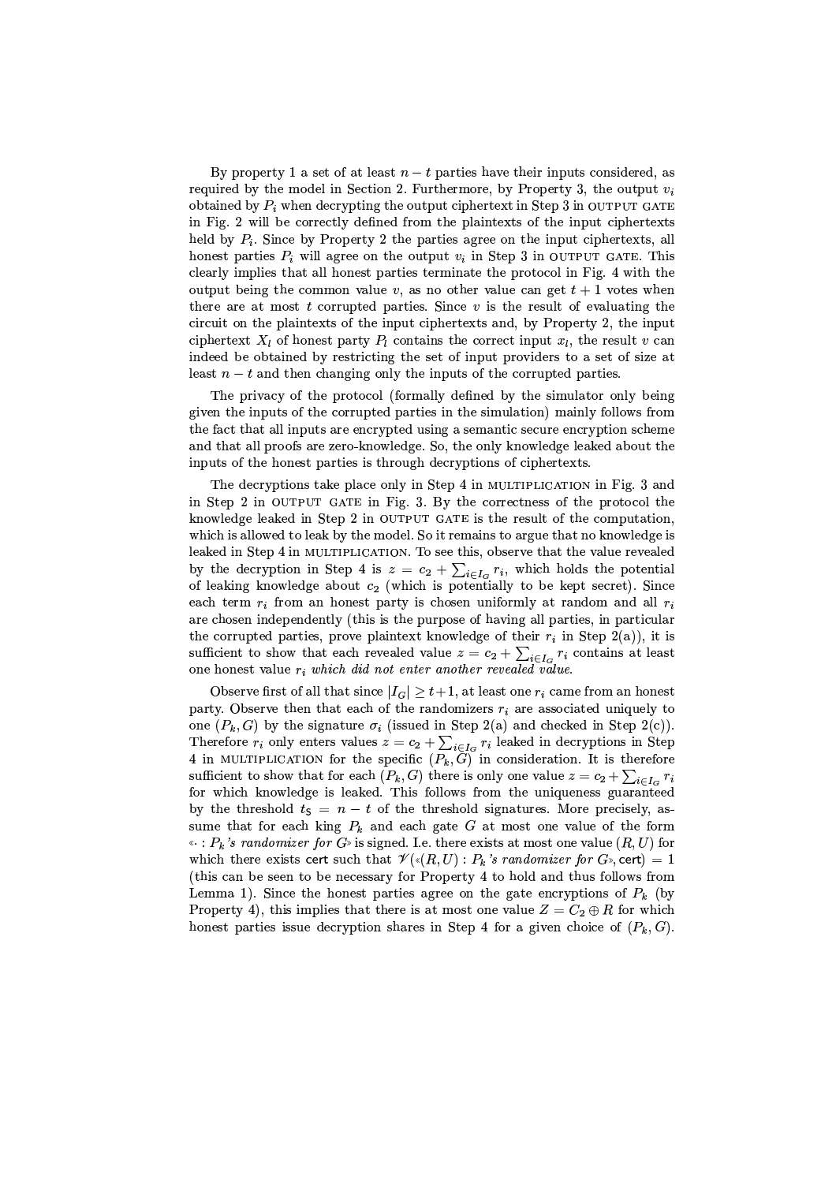By property 1 a set of at least $n - t$ parties have their inputs considered, as required by the model in Section 2. Furthermore, by Property 3, the output $v_i$ obtained by $P_i$ when decrypting the output ciphertext in Step 3 in OUTPUT GATE in Fig. 2 will be correctly defined from the plaintexts of the input ciphertexts held by $P_i$. Since by Property 2 the parties agree on the input ciphertexts, all honest parties $P_i$ will agree on the output $v_i$ in Step 3 in OUTPUT GATE. This clearly implies that all honest parties terminate the protocol in Fig. 4 with the output being the common value $v$, as no other value can get $t + 1$ votes when there are at most $t$ corrupted parties. Since $v$ is the result of evaluating the circuit on the plaintexts of the input ciphertexts and, by Property 2, the input ciphertext $X_l$ of honest party $P_l$ contains the correct input $x_l$, the result $v$ can indeed be obtained by restricting the set of input providers to a set of size at least $n - t$ and then changing only the inputs of the corrupted parties.

The privacy of the protocol (formally defined by the simulator only being given the inputs of the corrupted parties in the simulation) mainly follows from the fact that all inputs are encrypted using a semantic secure encryption scheme and that all proofs are zero-knowledge. So, the only knowledge leaked about the inputs of the honest parties is through decryptions of ciphertexts.

The decryptions take place only in Step 4 in MULTIPLICATION in Fig. 3 and in Step 2 in OUTPUT GATE in Fig. 3. By the correctness of the protocol the knowledge leaked in Step 2 in OUTPUT GATE is the result of the computation, which is allowed to leak by the model. So it remains to argue that no knowledge is leaked in Step 4 in MULTIPLICATION. To see this, observe that the value revealed by the decryption in Step 4 is $z = c_2 + \sum_{i \in I_G} r_i$, which holds the potential of leaking knowledge about $c_2$ (which is potentially to be kept secret). Since each term $r_i$ from an honest party is chosen uniformly at random and all $r_i$ are chosen independently (this is the purpose of having all parties, in particular the corrupted parties, prove plaintext knowledge of their $r_i$ in Step 2(a)), it is sufficient to show that each revealed value $z = c_2 + \sum_{i \in I_G} r_i$ contains at least one honest value $r_i$ *which did not enter another revealed value*.

Observe first of all that since $|I_G| \geq t+1$, at least one $r_i$ came from an honest party. Observe then that each of the randomizers $r_i$ are associated uniquely to one $(P_k, G)$ by the signature $\sigma_i$ (issued in Step 2(a) and checked in Step 2(c)). Therefore $r_i$ only enters values $z = c_2 + \sum_{i \in I_G} r_i$ leaked in decryptions in Step 4 in MULTIPLICATION for the specific $(P_k, G)$ in consideration. It is therefore sufficient to show that for each $(P_k, G)$ there is only one value $z = c_2 + \sum_{i \in I_G} r_i$ for which knowledge is leaked. This follows from the uniqueness guaranteed by the threshold $t_S = n - t$ of the threshold signatures. More precisely, assume that for each king $P_k$ and each gate $G$ at most one value of the form «$\cdot$ : *$P_k$'s randomizer for $G$*» is signed. I.e. there exists at most one value $(R, U)$ for which there exists cert such that $\mathscr{V}$(«$(R, U)$ : *$P_k$'s randomizer for $G$*», cert$) = 1$ (this can be seen to be necessary for Property 4 to hold and thus follows from Lemma 1). Since the honest parties agree on the gate encryptions of $P_k$ (by Property 4), this implies that there is at most one value $Z = C_2 \oplus R$ for which honest parties issue decryption shares in Step 4 for a given choice of $(P_k, G)$.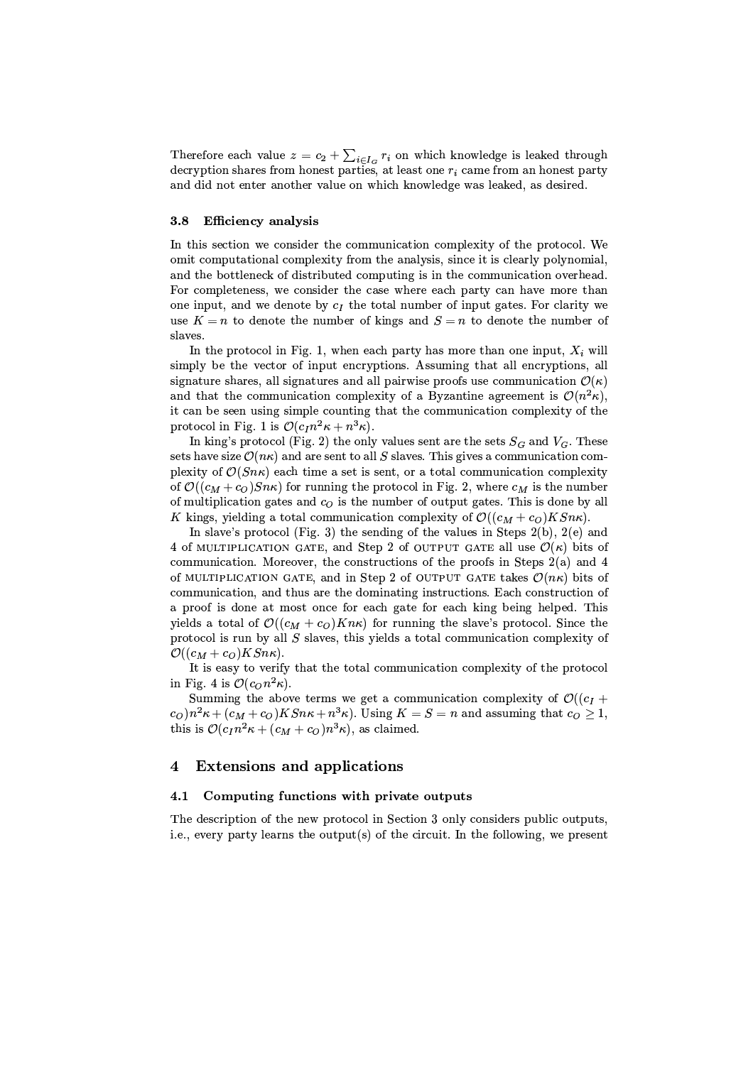Therefore each value $z = c_2 + \sum_{i \in I_G} r_i$ on which knowledge is leaked through decryption shares from honest parties, at least one $r_i$ came from an honest party and did not enter another value on which knowledge was leaked, as desired.

### 3.8 Efficiency analysis

In this section we consider the communication complexity of the protocol. We omit computational complexity from the analysis, since it is clearly polynomial, and the bottleneck of distributed computing is in the communication overhead. For completeness, we consider the case where each party can have more than one input, and we denote by $c_I$ the total number of input gates. For clarity we use $K = n$ to denote the number of kings and $S = n$ to denote the number of slaves.

In the protocol in Fig. 1, when each party has more than one input, $X_i$ will simply be the vector of input encryptions. Assuming that all encryptions, all signature shares, all signatures and all pairwise proofs use communication $\mathcal{O}(\kappa)$ and that the communication complexity of a Byzantine agreement is $\mathcal{O}(n^2\kappa)$, it can be seen using simple counting that the communication complexity of the protocol in Fig. 1 is $\mathcal{O}(c_I n^2\kappa + n^3\kappa)$.

In king's protocol (Fig. 2) the only values sent are the sets $S_G$ and $V_G$. These sets have size $\mathcal{O}(n\kappa)$ and are sent to all $S$ slaves. This gives a communication complexity of $\mathcal{O}(Sn\kappa)$ each time a set is sent, or a total communication complexity of $\mathcal{O}((c_M + c_O)Sn\kappa)$ for running the protocol in Fig. 2, where $c_M$ is the number of multiplication gates and $c_O$ is the number of output gates. This is done by all $K$ kings, yielding a total communication complexity of $\mathcal{O}((c_M + c_O)KSn\kappa)$.

In slave's protocol (Fig. 3) the sending of the values in Steps 2(b), 2(e) and 4 of MULTIPLICATION GATE, and Step 2 of OUTPUT GATE all use $\mathcal{O}(\kappa)$ bits of communication. Moreover, the constructions of the proofs in Steps 2(a) and 4 of MULTIPLICATION GATE, and in Step 2 of OUTPUT GATE takes $\mathcal{O}(n\kappa)$ bits of communication, and thus are the dominating instructions. Each construction of a proof is done at most once for each gate for each king being helped. This yields a total of $\mathcal{O}((c_M + c_O)Kn\kappa)$ for running the slave's protocol. Since the protocol is run by all $S$ slaves, this yields a total communication complexity of $\mathcal{O}((c_M + c_O)KSn\kappa)$.

It is easy to verify that the total communication complexity of the protocol in Fig. 4 is $\mathcal{O}(c_O n^2\kappa)$.

Summing the above terms we get a communication complexity of $\mathcal{O}((c_I + c_O)n^2\kappa + (c_M + c_O)KSn\kappa + n^3\kappa)$. Using $K = S = n$ and assuming that $c_O \geq 1$, this is $\mathcal{O}(c_I n^2\kappa + (c_M + c_O)n^3\kappa)$, as claimed.

## 4 Extensions and applications

### 4.1 Computing functions with private outputs

The description of the new protocol in Section 3 only considers public outputs, i.e., every party learns the output(s) of the circuit. In the following, we present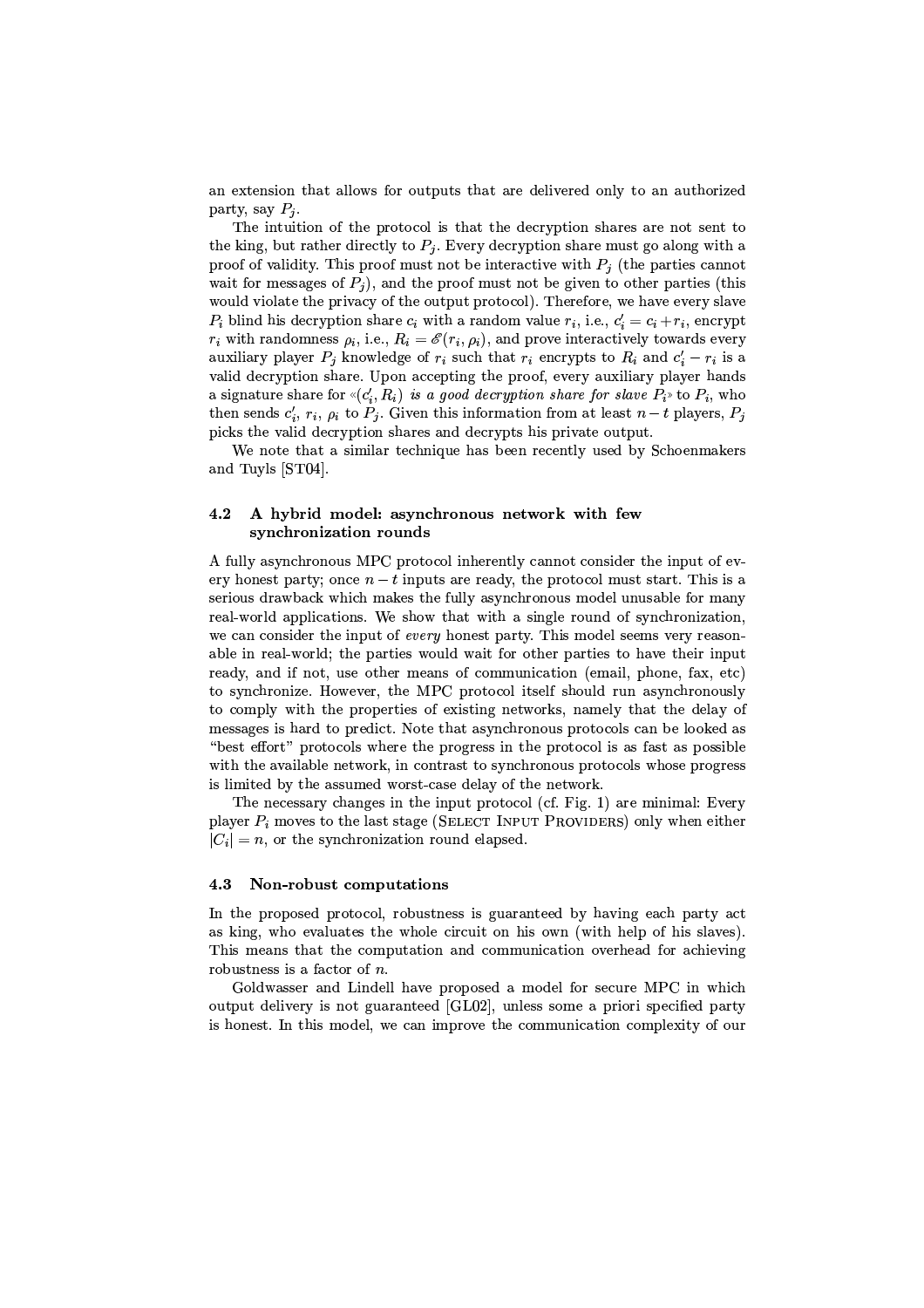an extension that allows for outputs that are delivered only to an authorized party, say $P_j$.

The intuition of the protocol is that the decryption shares are not sent to the king, but rather directly to $P_j$. Every decryption share must go along with a proof of validity. This proof must not be interactive with $P_j$ (the parties cannot wait for messages of $P_j$), and the proof must not be given to other parties (this would violate the privacy of the output protocol). Therefore, we have every slave $P_i$ blind his decryption share $c_i$ with a random value $r_i$, i.e., $c'_i = c_i + r_i$, encrypt $r_i$ with randomness $\rho_i$, i.e., $R_i = \mathscr{E}(r_i, \rho_i)$, and prove interactively towards every auxiliary player $P_j$ knowledge of $r_i$ such that $r_i$ encrypts to $R_i$ and $c'_i - r_i$ is a valid decryption share. Upon accepting the proof, every auxiliary player hands a signature share for «$(c'_i, R_i)$ *is a good decryption share for slave* $P_i$» to $P_i$, who then sends $c'_i$, $r_i$, $\rho_i$ to $P_j$. Given this information from at least $n-t$ players, $P_j$ picks the valid decryption shares and decrypts his private output.

We note that a similar technique has been recently used by Schoenmakers and Tuyls [ST04].

### 4.2 A hybrid model: asynchronous network with few synchronization rounds

A fully asynchronous MPC protocol inherently cannot consider the input of every honest party; once $n-t$ inputs are ready, the protocol must start. This is a serious drawback which makes the fully asynchronous model unusable for many real-world applications. We show that with a single round of synchronization, we can consider the input of *every* honest party. This model seems very reasonable in real-world; the parties would wait for other parties to have their input ready, and if not, use other means of communication (email, phone, fax, etc) to synchronize. However, the MPC protocol itself should run asynchronously to comply with the properties of existing networks, namely that the delay of messages is hard to predict. Note that asynchronous protocols can be looked as "best effort" protocols where the progress in the protocol is as fast as possible with the available network, in contrast to synchronous protocols whose progress is limited by the assumed worst-case delay of the network.

The necessary changes in the input protocol (cf. Fig. 1) are minimal: Every player $P_i$ moves to the last stage (Select Input Providers) only when either $|C_i| = n$, or the synchronization round elapsed.

### 4.3 Non-robust computations

In the proposed protocol, robustness is guaranteed by having each party act as king, who evaluates the whole circuit on his own (with help of his slaves). This means that the computation and communication overhead for achieving robustness is a factor of $n$.

Goldwasser and Lindell have proposed a model for secure MPC in which output delivery is not guaranteed [GL02], unless some a priori specified party is honest. In this model, we can improve the communication complexity of our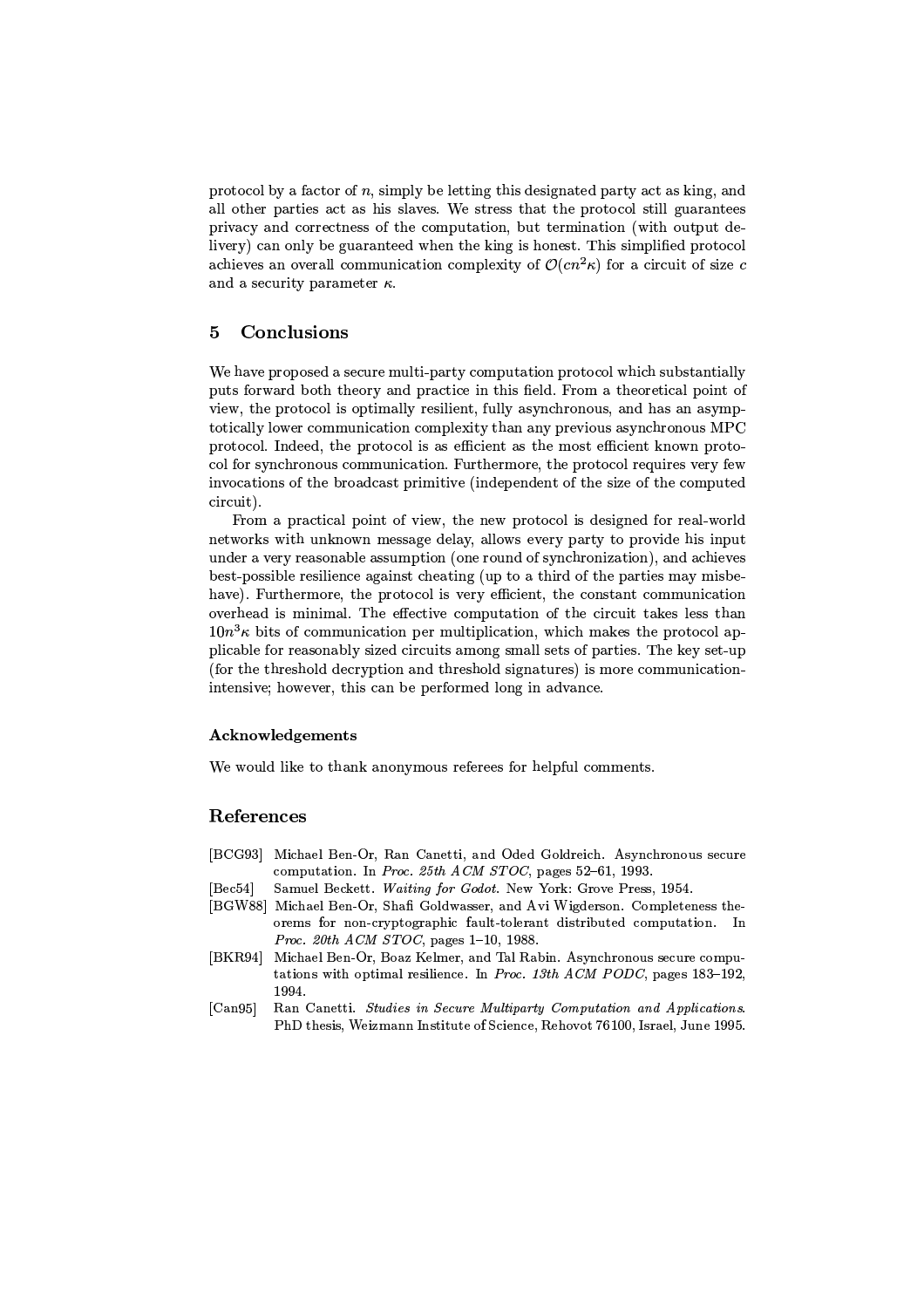protocol by a factor of $n$, simply be letting this designated party act as king, and all other parties act as his slaves. We stress that the protocol still guarantees privacy and correctness of the computation, but termination (with output delivery) can only be guaranteed when the king is honest. This simplified protocol achieves an overall communication complexity of $\mathcal{O}(cn^2\kappa)$ for a circuit of size $c$ and a security parameter $\kappa$.

## 5 Conclusions

We have proposed a secure multi-party computation protocol which substantially puts forward both theory and practice in this field. From a theoretical point of view, the protocol is optimally resilient, fully asynchronous, and has an asymptotically lower communication complexity than any previous asynchronous MPC protocol. Indeed, the protocol is as efficient as the most efficient known protocol for synchronous communication. Furthermore, the protocol requires very few invocations of the broadcast primitive (independent of the size of the computed circuit).

From a practical point of view, the new protocol is designed for real-world networks with unknown message delay, allows every party to provide his input under a very reasonable assumption (one round of synchronization), and achieves best-possible resilience against cheating (up to a third of the parties may misbehave). Furthermore, the protocol is very efficient, the constant communication overhead is minimal. The effective computation of the circuit takes less than $10n^3\kappa$ bits of communication per multiplication, which makes the protocol applicable for reasonably sized circuits among small sets of parties. The key set-up (for the threshold decryption and threshold signatures) is more communication-intensive; however, this can be performed long in advance.

### Acknowledgements

We would like to thank anonymous referees for helpful comments.

## References

[BCG93] Michael Ben-Or, Ran Canetti, and Oded Goldreich. Asynchronous secure computation. In *Proc. 25th ACM STOC*, pages 52–61, 1993.

[Bec54] Samuel Beckett. *Waiting for Godot*. New York: Grove Press, 1954.

[BGW88] Michael Ben-Or, Shafi Goldwasser, and Avi Wigderson. Completeness theorems for non-cryptographic fault-tolerant distributed computation. In *Proc. 20th ACM STOC*, pages 1–10, 1988.

[BKR94] Michael Ben-Or, Boaz Kelmer, and Tal Rabin. Asynchronous secure computations with optimal resilience. In *Proc. 13th ACM PODC*, pages 183–192, 1994.

[Can95] Ran Canetti. *Studies in Secure Multiparty Computation and Applications*. PhD thesis, Weizmann Institute of Science, Rehovot 76100, Israel, June 1995.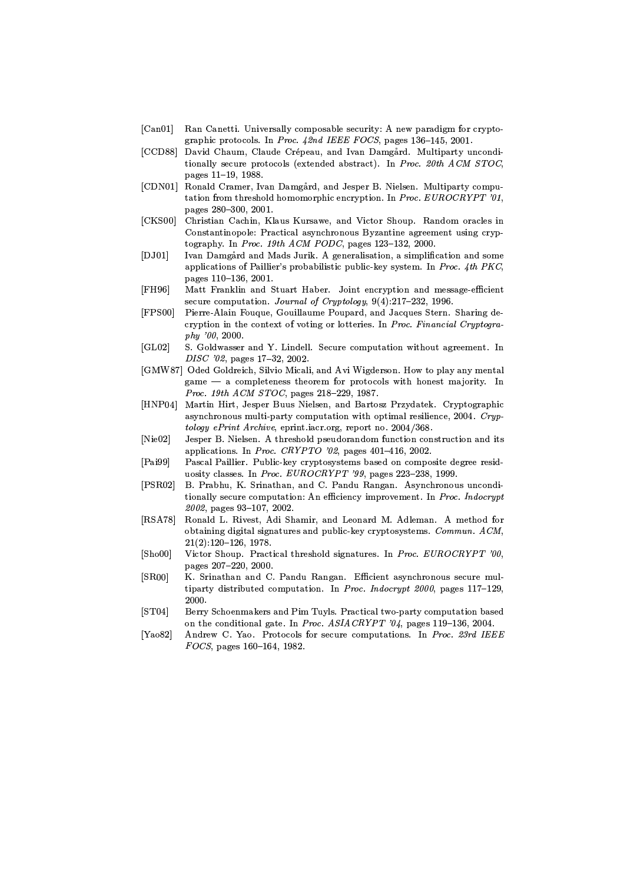[Can01] Ran Canetti. Universally composable security: A new paradigm for cryptographic protocols. In *Proc. 42nd IEEE FOCS*, pages 136–145, 2001.

[CCD88] David Chaum, Claude Crépeau, and Ivan Damgård. Multiparty unconditionally secure protocols (extended abstract). In *Proc. 20th ACM STOC*, pages 11–19, 1988.

[CDN01] Ronald Cramer, Ivan Damgård, and Jesper B. Nielsen. Multiparty computation from threshold homomorphic encryption. In *Proc. EUROCRYPT '01*, pages 280–300, 2001.

[CKS00] Christian Cachin, Klaus Kursawe, and Victor Shoup. Random oracles in Constantinopole: Practical asynchronous Byzantine agreement using cryptography. In *Proc. 19th ACM PODC*, pages 123–132, 2000.

[DJ01] Ivan Damgård and Mads Jurik. A generalisation, a simplification and some applications of Paillier's probabilistic public-key system. In *Proc. 4th PKC*, pages 110–136, 2001.

[FH96] Matt Franklin and Stuart Haber. Joint encryption and message-efficient secure computation. *Journal of Cryptology*, 9(4):217–232, 1996.

[FPS00] Pierre-Alain Fouque, Gouillaume Poupard, and Jacques Stern. Sharing decryption in the context of voting or lotteries. In *Proc. Financial Cryptography '00*, 2000.

[GL02] S. Goldwasser and Y. Lindell. Secure computation without agreement. In *DISC '02*, pages 17–32, 2002.

[GMW87] Oded Goldreich, Silvio Micali, and Avi Wigderson. How to play any mental game — a completeness theorem for protocols with honest majority. In *Proc. 19th ACM STOC*, pages 218–229, 1987.

[HNP04] Martin Hirt, Jesper Buus Nielsen, and Bartosz Przydatek. Cryptographic asynchronous multi-party computation with optimal resilience, 2004. *Cryptology ePrint Archive*, eprint.iacr.org, report no. 2004/368.

[Nie02] Jesper B. Nielsen. A threshold pseudorandom function construction and its applications. In *Proc. CRYPTO '02*, pages 401–416, 2002.

[Pai99] Pascal Paillier. Public-key cryptosystems based on composite degree residuosity classes. In *Proc. EUROCRYPT '99*, pages 223–238, 1999.

[PSR02] B. Prabhu, K. Srinathan, and C. Pandu Rangan. Asynchronous unconditionally secure computation: An efficiency improvement. In *Proc. Indocrypt 2002*, pages 93–107, 2002.

[RSA78] Ronald L. Rivest, Adi Shamir, and Leonard M. Adleman. A method for obtaining digital signatures and public-key cryptosystems. *Commun. ACM*, 21(2):120–126, 1978.

[Sho00] Victor Shoup. Practical threshold signatures. In *Proc. EUROCRYPT '00*, pages 207–220, 2000.

[SR00] K. Srinathan and C. Pandu Rangan. Efficient asynchronous secure multiparty distributed computation. In *Proc. Indocrypt 2000*, pages 117–129, 2000.

[ST04] Berry Schoenmakers and Pim Tuyls. Practical two-party computation based on the conditional gate. In *Proc. ASIACRYPT '04*, pages 119–136, 2004.

[Yao82] Andrew C. Yao. Protocols for secure computations. In *Proc. 23rd IEEE FOCS*, pages 160–164, 1982.